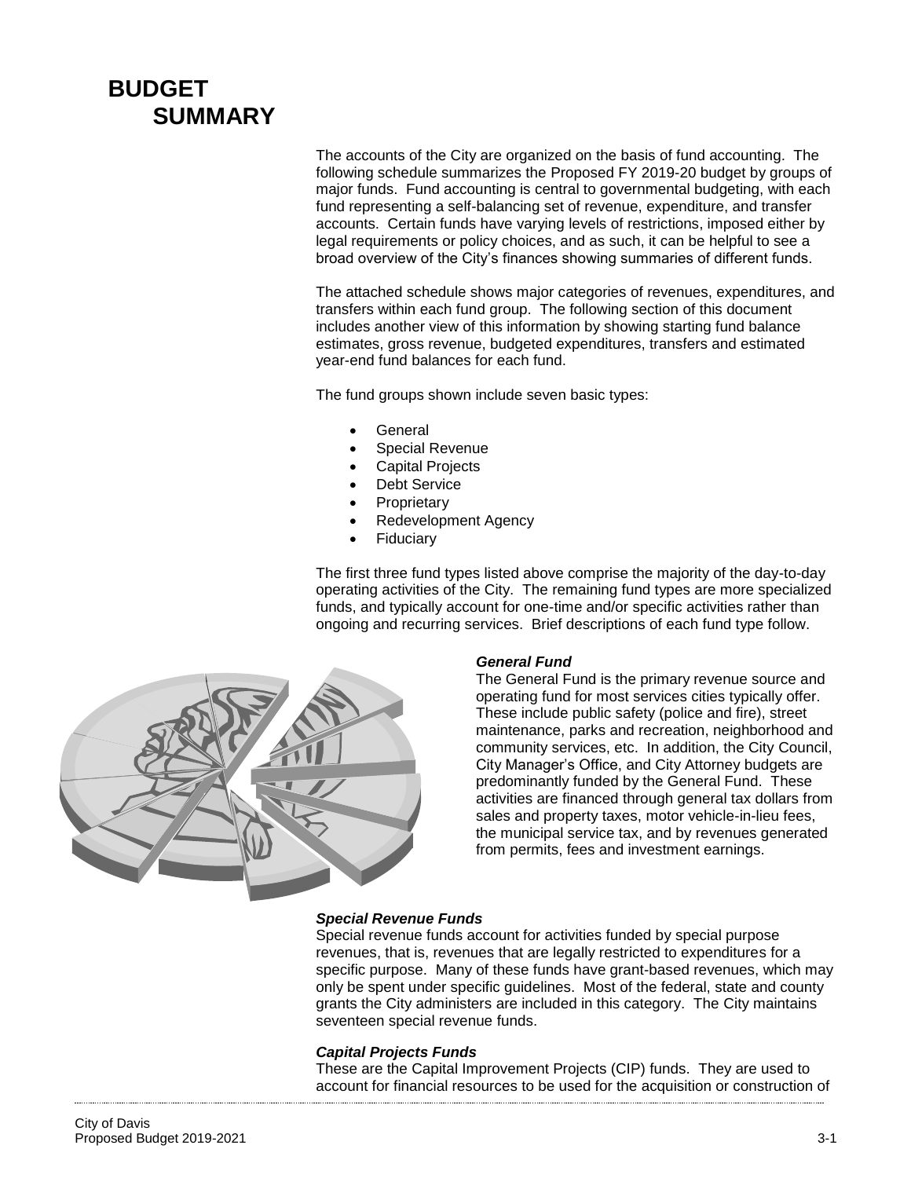# BUDGET SUMMARY

The accounts of the City are organized on the basis of fund accounting. The following schedule summarizes the Proposed FY 2019-20 budget by groups of major funds. Fund accounting is central to governmental budgeting, with each fund representing a self-balancing set of revenue, expenditure, and transfer accounts. Certain funds have varying levels of restrictions, imposed either by legal requirements or policy choices, and as such, it can be helpful to see a broad overview of the City's finances showing summaries of different funds.

The attached schedule shows major categories of revenues, expenditures, and transfers within each fund group. The following section of this document includes another view of this information by showing starting fund balance estimates, gross revenue, budgeted expenditures, transfers and estimated year-end fund balances for each fund.

The fund groups shown include seven basic types:

- General
- Special Revenue
- Capital Projects
- Debt Service
- Proprietary
- Redevelopment Agency
- Fiduciary

The first three fund types listed above comprise the majority of the day-to-day operating activities of the City. The remaining fund types are more specialized funds, and typically account for one-time and/or specific activities rather than ongoing and recurring services. Brief descriptions of each fund type follow.

### *General Fund*

The General Fund is the primary revenue source and operating fund for most services cities typically offer. These include public safety (police and fire), street maintenance, parks and recreation, neighborhood and community services, etc. In addition, the City Council, City Manager's Office, and City Attorney budgets are predominantly funded by the General Fund. These activities are financed through general tax dollars from sales and property taxes, motor vehicle-in-lieu fees, the municipal service tax, and by revenues generated from permits, fees and investment earnings.

### *Special Revenue Funds*

Special revenue funds account for activities funded by special purpose revenues, that is, revenues that are legally restricted to expenditures for a specific purpose. Many of these funds have grant-based revenues, which may only be spent under specific guidelines. Most of the federal, state and county grants the City administers are included in this category. The City maintains seventeen special revenue funds.

### *Capital Projects Funds*

These are the Capital Improvement Projects (CIP) funds. They are used to account for financial resources to be used for the acquisition or construction of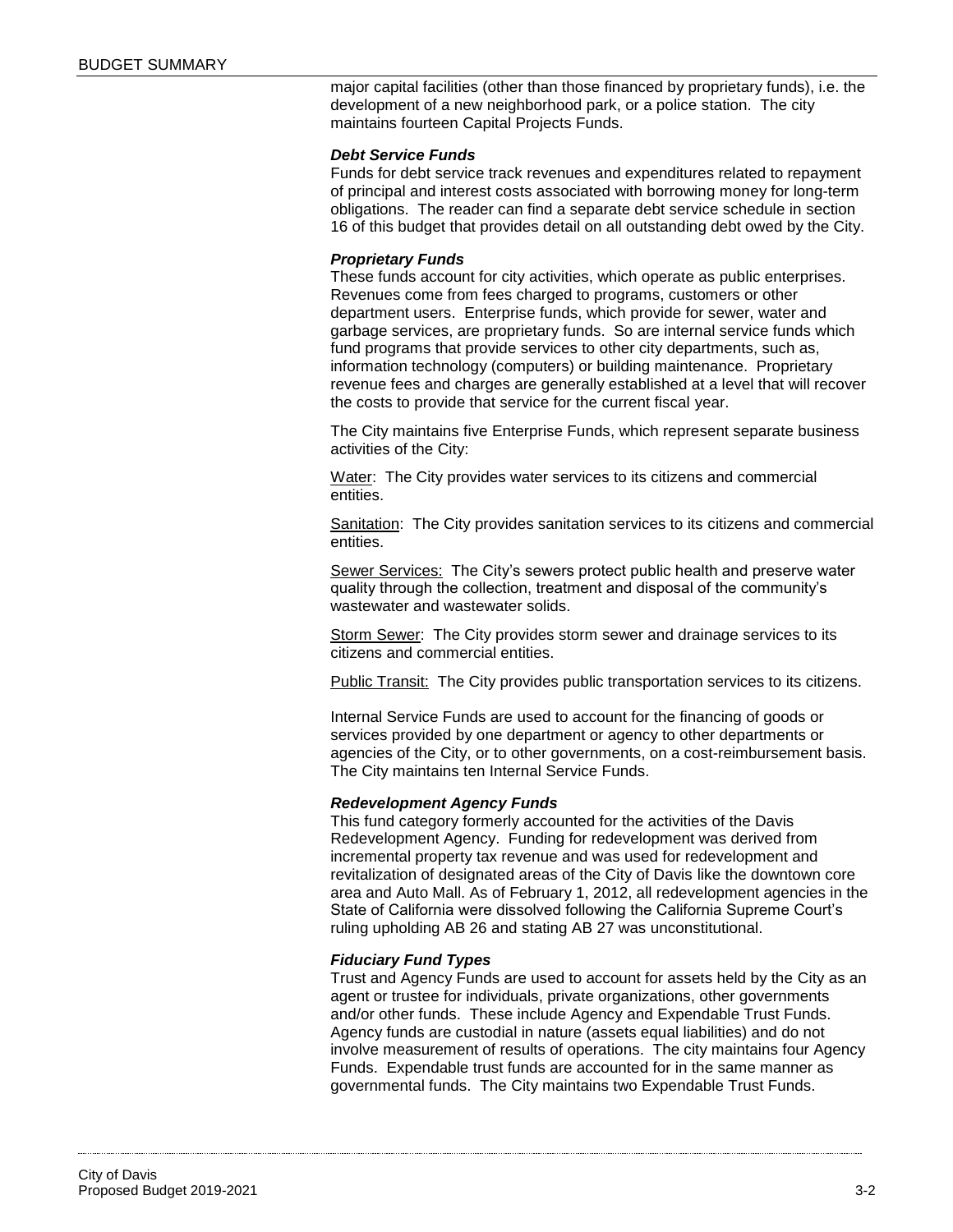major capital facilities (other than those financed by proprietary funds), i.e. the development of a new neighborhood park, or a police station. The city maintains fourteen Capital Projects Funds.

***Debt Service Funds***

Funds for debt service track revenues and expenditures related to repayment of principal and interest costs associated with borrowing money for long-term obligations. The reader can find a separate debt service schedule in section 16 of this budget that provides detail on all outstanding debt owed by the City.

***Proprietary Funds***

These funds account for city activities, which operate as public enterprises. Revenues come from fees charged to programs, customers or other department users. Enterprise funds, which provide for sewer, water and garbage services, are proprietary funds. So are internal service funds which fund programs that provide services to other city departments, such as, information technology (computers) or building maintenance. Proprietary revenue fees and charges are generally established at a level that will recover the costs to provide that service for the current fiscal year.

The City maintains five Enterprise Funds, which represent separate business activities of the City:

Water: The City provides water services to its citizens and commercial entities.

Sanitation: The City provides sanitation services to its citizens and commercial entities.

Sewer Services: The City's sewers protect public health and preserve water quality through the collection, treatment and disposal of the community's wastewater and wastewater solids.

Storm Sewer: The City provides storm sewer and drainage services to its citizens and commercial entities.

Public Transit: The City provides public transportation services to its citizens.

Internal Service Funds are used to account for the financing of goods or services provided by one department or agency to other departments or agencies of the City, or to other governments, on a cost-reimbursement basis. The City maintains ten Internal Service Funds.

***Redevelopment Agency Funds***

This fund category formerly accounted for the activities of the Davis Redevelopment Agency. Funding for redevelopment was derived from incremental property tax revenue and was used for redevelopment and revitalization of designated areas of the City of Davis like the downtown core area and Auto Mall. As of February 1, 2012, all redevelopment agencies in the State of California were dissolved following the California Supreme Court's ruling upholding AB 26 and stating AB 27 was unconstitutional.

***Fiduciary Fund Types***

Trust and Agency Funds are used to account for assets held by the City as an agent or trustee for individuals, private organizations, other governments and/or other funds. These include Agency and Expendable Trust Funds. Agency funds are custodial in nature (assets equal liabilities) and do not involve measurement of results of operations. The city maintains four Agency Funds. Expendable trust funds are accounted for in the same manner as governmental funds. The City maintains two Expendable Trust Funds.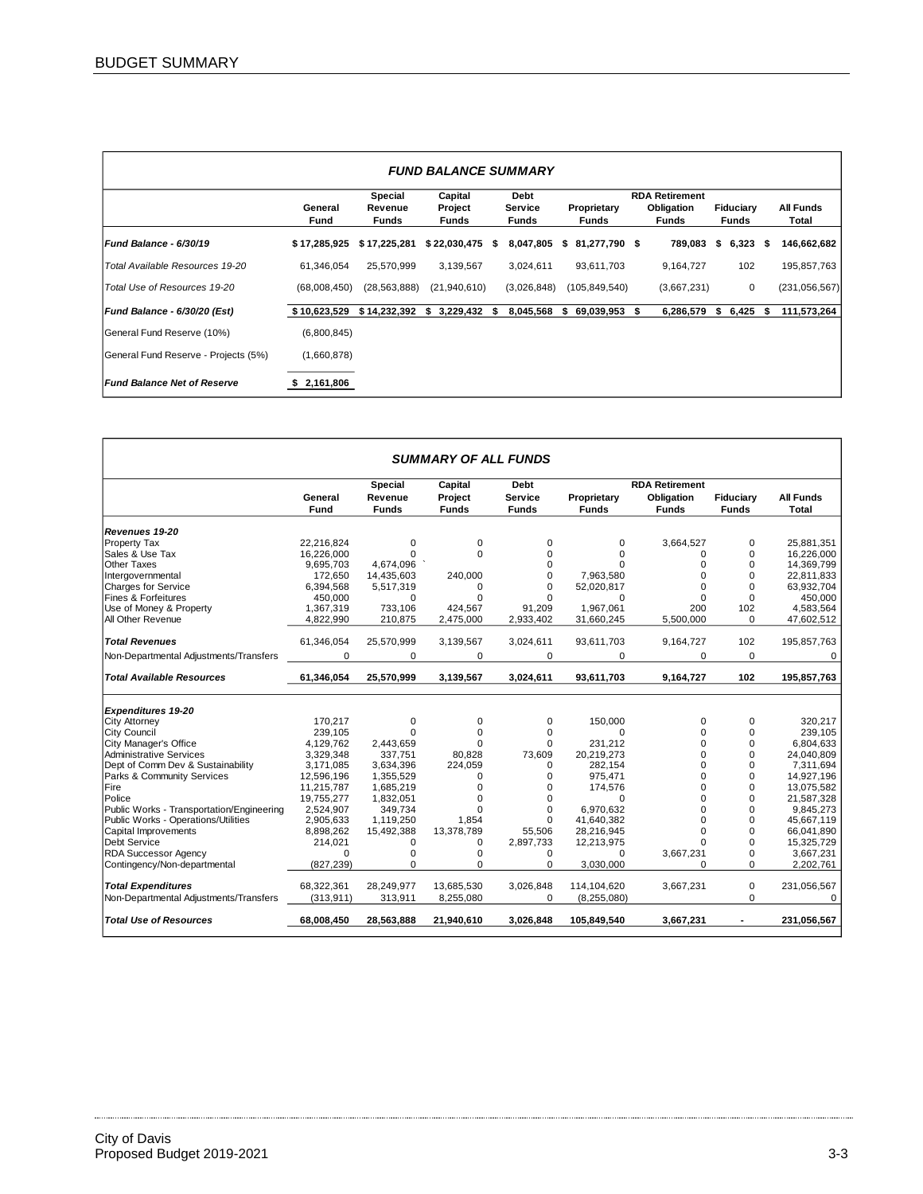# BUDGET SUMMARY

| FUND BALANCE SUMMARY | General Fund | Special Revenue Funds | Capital Project Funds | Debt Service Funds | Proprietary Funds | RDA Retirement Obligation Funds | Fiduciary Funds | All Funds Total |
|---|---|---|---|---|---|---|---|---|
| *Fund Balance - 6/30/19* | **$ 17,285,925** | **$ 17,225,281** | **$ 22,030,475** | **$ 8,047,805** | **$ 81,277,790** | **$ 789,083** | **$ 6,323** | **$ 146,662,682** |
| *Total Available Resources 19-20* | 61,346,054 | 25,570,999 | 3,139,567 | 3,024,611 | 93,611,703 | 9,164,727 | 102 | 195,857,763 |
| *Total Use of Resources 19-20* | (68,008,450) | (28,563,888) | (21,940,610) | (3,026,848) | (105,849,540) | (3,667,231) | 0 | (231,056,567) |
| *Fund Balance - 6/30/20 (Est)* | **$ 10,623,529** | **$ 14,232,392** | **$ 3,229,432** | **$ 8,045,568** | **$ 69,039,953** | **$ 6,286,579** | **$ 6,425** | **$ 111,573,264** |
| General Fund Reserve (10%) | (6,800,845) | | | | | | | |
| General Fund Reserve - Projects (5%) | (1,660,878) | | | | | | | |
| *Fund Balance Net of Reserve* | **$ 2,161,806** | | | | | | | |

| SUMMARY OF ALL FUNDS | General Fund | Special Revenue Funds | Capital Project Funds | Debt Service Funds | Proprietary Funds | RDA Retirement Obligation Funds | Fiduciary Funds | All Funds Total |
|---|---|---|---|---|---|---|---|---|
| ***Revenues 19-20*** | | | | | | | | |
| Property Tax | 22,216,824 | 0 | 0 | 0 | 0 | 3,664,527 | 0 | 25,881,351 |
| Sales & Use Tax | 16,226,000 | 0 | 0 | 0 | 0 | 0 | 0 | 16,226,000 |
| Other Taxes | 9,695,703 | 4,674,096 ` | | 0 | 0 | 0 | 0 | 14,369,799 |
| Intergovernmental | 172,650 | 14,435,603 | 240,000 | 0 | 7,963,580 | 0 | 0 | 22,811,833 |
| Charges for Service | 6,394,568 | 5,517,319 | 0 | 0 | 52,020,817 | 0 | 0 | 63,932,704 |
| Fines & Forfeitures | 450,000 | 0 | 0 | 0 | 0 | 0 | 0 | 450,000 |
| Use of Money & Property | 1,367,319 | 733,106 | 424,567 | 91,209 | 1,967,061 | 200 | 102 | 4,583,564 |
| All Other Revenue | 4,822,990 | 210,875 | 2,475,000 | 2,933,402 | 31,660,245 | 5,500,000 | 0 | 47,602,512 |
| ***Total Revenues*** | 61,346,054 | 25,570,999 | 3,139,567 | 3,024,611 | 93,611,703 | 9,164,727 | 102 | 195,857,763 |
| Non-Departmental Adjustments/Transfers | 0 | 0 | 0 | 0 | 0 | 0 | 0 | 0 |
| ***Total Available Resources*** | **61,346,054** | **25,570,999** | **3,139,567** | **3,024,611** | **93,611,703** | **9,164,727** | **102** | **195,857,763** |
| ***Expenditures 19-20*** | | | | | | | | |
| City Attorney | 170,217 | 0 | 0 | 0 | 150,000 | 0 | 0 | 320,217 |
| City Council | 239,105 | 0 | 0 | 0 | 0 | 0 | 0 | 239,105 |
| City Manager's Office | 4,129,762 | 2,443,659 | 0 | 0 | 231,212 | 0 | 0 | 6,804,633 |
| Administrative Services | 3,329,348 | 337,751 | 80,828 | 73,609 | 20,219,273 | 0 | 0 | 24,040,809 |
| Dept of Comm Dev & Sustainability | 3,171,085 | 3,634,396 | 224,059 | 0 | 282,154 | 0 | 0 | 7,311,694 |
| Parks & Community Services | 12,596,196 | 1,355,529 | 0 | 0 | 975,471 | 0 | 0 | 14,927,196 |
| Fire | 11,215,787 | 1,685,219 | 0 | 0 | 174,576 | 0 | 0 | 13,075,582 |
| Police | 19,755,277 | 1,832,051 | 0 | 0 | 0 | 0 | 0 | 21,587,328 |
| Public Works - Transportation/Engineering | 2,524,907 | 349,734 | 0 | 0 | 6,970,632 | 0 | 0 | 9,845,273 |
| Public Works - Operations/Utilities | 2,905,633 | 1,119,250 | 1,854 | 0 | 41,640,382 | 0 | 0 | 45,667,119 |
| Capital Improvements | 8,898,262 | 15,492,388 | 13,378,789 | 55,506 | 28,216,945 | 0 | 0 | 66,041,890 |
| Debt Service | 214,021 | 0 | 0 | 2,897,733 | 12,213,975 | 0 | 0 | 15,325,729 |
| RDA Successor Agency | 0 | 0 | 0 | 0 | 0 | 3,667,231 | 0 | 3,667,231 |
| Contingency/Non-departmental | (827,239) | 0 | 0 | 0 | 3,030,000 | 0 | 0 | 2,202,761 |
| ***Total Expenditures*** | 68,322,361 | 28,249,977 | 13,685,530 | 3,026,848 | 114,104,620 | 3,667,231 | 0 | 231,056,567 |
| Non-Departmental Adjustments/Transfers | (313,911) | 313,911 | 8,255,080 | 0 | (8,255,080) | | 0 | 0 |
| ***Total Use of Resources*** | **68,008,450** | **28,563,888** | **21,940,610** | **3,026,848** | **105,849,540** | **3,667,231** | **-** | **231,056,567** |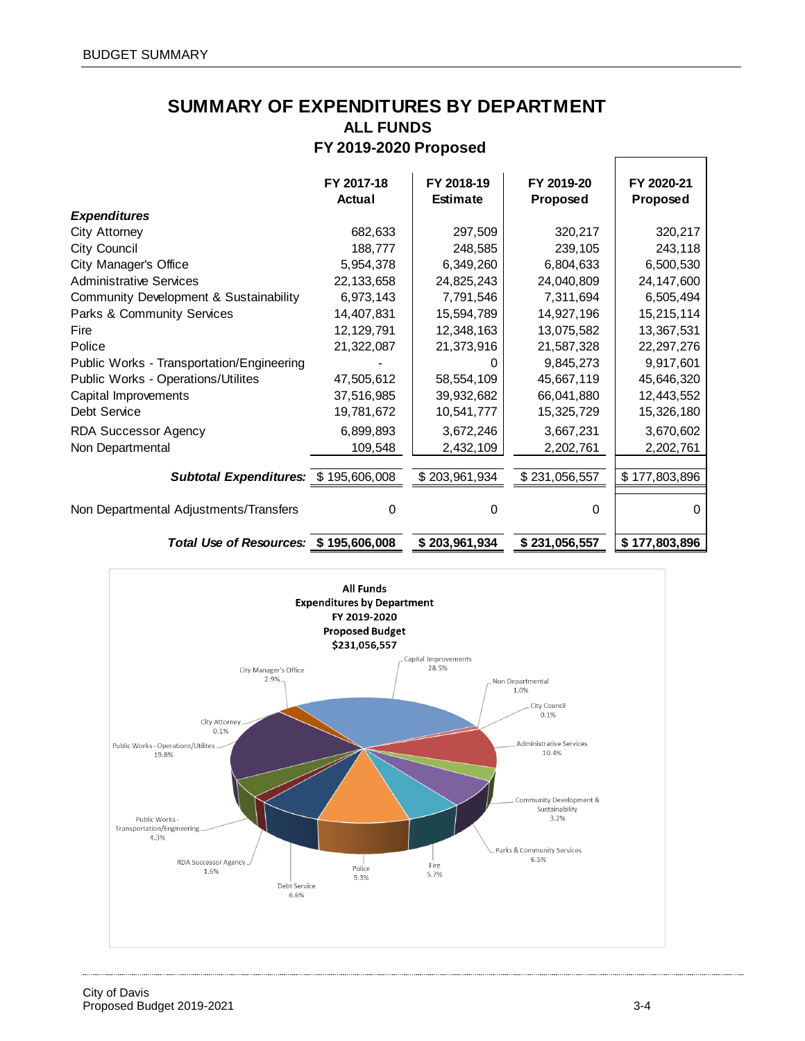# SUMMARY OF EXPENDITURES BY DEPARTMENT

## ALL FUNDS

## FY 2019-2020 Proposed

| | FY 2017-18 Actual | FY 2018-19 Estimate | FY 2019-20 Proposed | FY 2020-21 Proposed |
|---|---|---|---|---|
| ***Expenditures*** | | | | |
| City Attorney | 682,633 | 297,509 | 320,217 | 320,217 |
| City Council | 188,777 | 248,585 | 239,105 | 243,118 |
| City Manager's Office | 5,954,378 | 6,349,260 | 6,804,633 | 6,500,530 |
| Administrative Services | 22,133,658 | 24,825,243 | 24,040,809 | 24,147,600 |
| Community Development & Sustainability | 6,973,143 | 7,791,546 | 7,311,694 | 6,505,494 |
| Parks & Community Services | 14,407,831 | 15,594,789 | 14,927,196 | 15,215,114 |
| Fire | 12,129,791 | 12,348,163 | 13,075,582 | 13,367,531 |
| Police | 21,322,087 | 21,373,916 | 21,587,328 | 22,297,276 |
| Public Works - Transportation/Engineering | - | 0 | 9,845,273 | 9,917,601 |
| Public Works - Operations/Utilites | 47,505,612 | 58,554,109 | 45,667,119 | 45,646,320 |
| Capital Improvements | 37,516,985 | 39,932,682 | 66,041,880 | 12,443,552 |
| Debt Service | 19,781,672 | 10,541,777 | 15,325,729 | 15,326,180 |
| RDA Successor Agency | 6,899,893 | 3,672,246 | 3,667,231 | 3,670,602 |
| Non Departmental | 109,548 | 2,432,109 | 2,202,761 | 2,202,761 |
| ***Subtotal Expenditures:*** | $ 195,606,008 | $ 203,961,934 | $ 231,056,557 | $ 177,803,896 |
| Non Departmental Adjustments/Transfers | 0 | 0 | 0 | 0 |
| ***Total Use of Resources:*** | **$ 195,606,008** | **$ 203,961,934** | **$ 231,056,557** | **$ 177,803,896** |

**All Funds**
**Expenditures by Department**
**FY 2019-2020**
**Proposed Budget**
**$231,056,557**

- Capital Improvements 28.5%
- Non Departmental 1.0%
- City Council 0.1%
- Administrative Services 10.4%
- Community Development & Sustainability 3.2%
- Parks & Community Services 6.5%
- Fire 5.7%
- Police 9.3%
- Debt Service 6.6%
- RDA Successor Agency 1.6%
- Public Works - Transportation/Engineering 4.3%
- Public Works - Operations/Utilites 19.8%
- City Attorney 0.1%
- City Manager's Office 2.9%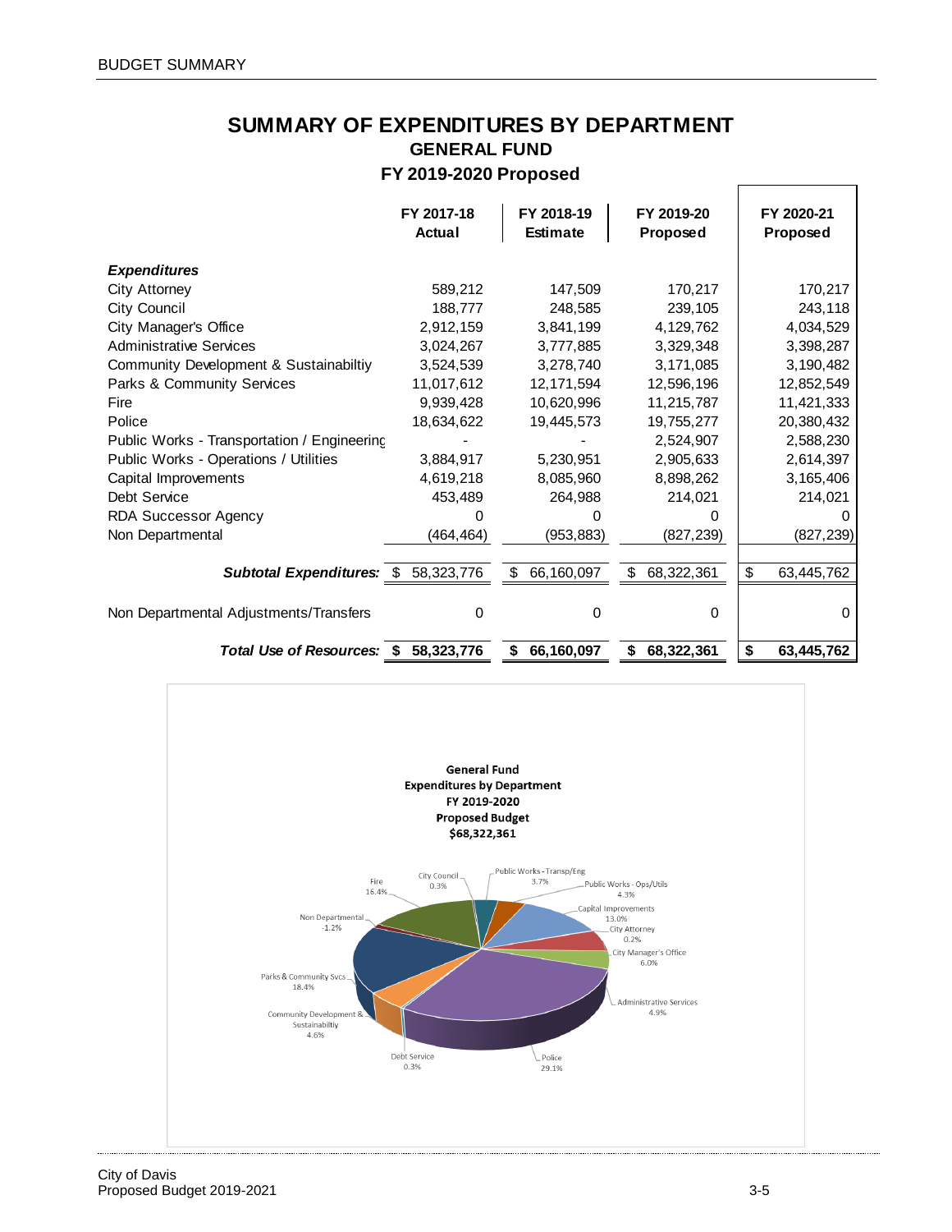# SUMMARY OF EXPENDITURES BY DEPARTMENT

## GENERAL FUND

### FY 2019-2020 Proposed

| | FY 2017-18 Actual | FY 2018-19 Estimate | FY 2019-20 Proposed | FY 2020-21 Proposed |
|---|---|---|---|---|
| ***Expenditures*** | | | | |
| City Attorney | 589,212 | 147,509 | 170,217 | 170,217 |
| City Council | 188,777 | 248,585 | 239,105 | 243,118 |
| City Manager's Office | 2,912,159 | 3,841,199 | 4,129,762 | 4,034,529 |
| Administrative Services | 3,024,267 | 3,777,885 | 3,329,348 | 3,398,287 |
| Community Development & Sustainabiltiy | 3,524,539 | 3,278,740 | 3,171,085 | 3,190,482 |
| Parks & Community Services | 11,017,612 | 12,171,594 | 12,596,196 | 12,852,549 |
| Fire | 9,939,428 | 10,620,996 | 11,215,787 | 11,421,333 |
| Police | 18,634,622 | 19,445,573 | 19,755,277 | 20,380,432 |
| Public Works - Transportation / Engineering | - | - | 2,524,907 | 2,588,230 |
| Public Works - Operations / Utilities | 3,884,917 | 5,230,951 | 2,905,633 | 2,614,397 |
| Capital Improvements | 4,619,218 | 8,085,960 | 8,898,262 | 3,165,406 |
| Debt Service | 453,489 | 264,988 | 214,021 | 214,021 |
| RDA Successor Agency | 0 | 0 | 0 | 0 |
| Non Departmental | (464,464) | (953,883) | (827,239) | (827,239) |
| ***Subtotal Expenditures:*** | $ 58,323,776 | $ 66,160,097 | $ 68,322,361 | $ 63,445,762 |
| Non Departmental Adjustments/Transfers | 0 | 0 | 0 | 0 |
| ***Total Use of Resources:*** | **$ 58,323,776** | **$ 66,160,097** | **$ 68,322,361** | **$ 63,445,762** |

**General Fund**
**Expenditures by Department**
**FY 2019-2020**
**Proposed Budget**
**$68,322,361**

| Department | Percent |
|---|---|
| City Council | 0.3% |
| Public Works - Transp/Eng | 3.7% |
| Public Works - Ops/Utils | 4.3% |
| Capital Improvements | 13.0% |
| City Attorney | 0.2% |
| City Manager's Office | 6.0% |
| Administrative Services | 4.9% |
| Police | 29.1% |
| Debt Service | 0.3% |
| Community Development & Sustainabiltiy | 4.6% |
| Parks & Community Svcs | 18.4% |
| Non Departmental | -1.2% |
| Fire | 16.4% |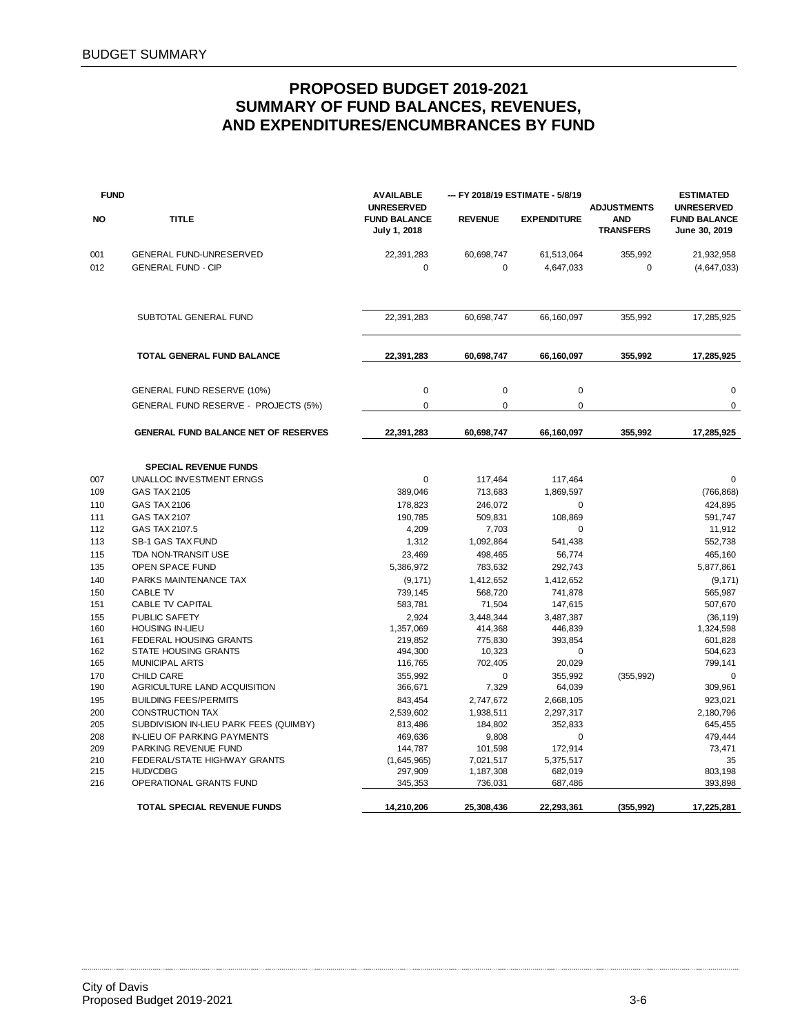# PROPOSED BUDGET 2019-2021
## SUMMARY OF FUND BALANCES, REVENUES, AND EXPENDITURES/ENCUMBRANCES BY FUND

| FUND NO | TITLE | AVAILABLE UNRESERVED FUND BALANCE July 1, 2018 | --- FY 2018/19 ESTIMATE - 5/8/19 REVENUE | EXPENDITURE | ADJUSTMENTS AND TRANSFERS | ESTIMATED UNRESERVED FUND BALANCE June 30, 2019 |
|---|---|---|---|---|---|---|
| 001 | GENERAL FUND-UNRESERVED | 22,391,283 | 60,698,747 | 61,513,064 | 355,992 | 21,932,958 |
| 012 | GENERAL FUND - CIP | 0 | 0 | 4,647,033 | 0 | (4,647,033) |
| | SUBTOTAL GENERAL FUND | 22,391,283 | 60,698,747 | 66,160,097 | 355,992 | 17,285,925 |
| | **TOTAL GENERAL FUND BALANCE** | **22,391,283** | **60,698,747** | **66,160,097** | **355,992** | **17,285,925** |
| | GENERAL FUND RESERVE (10%) | 0 | 0 | 0 | | 0 |
| | GENERAL FUND RESERVE - PROJECTS (5%) | 0 | 0 | 0 | | 0 |
| | **GENERAL FUND BALANCE NET OF RESERVES** | **22,391,283** | **60,698,747** | **66,160,097** | **355,992** | **17,285,925** |
| | **SPECIAL REVENUE FUNDS** | | | | | |
| 007 | UNALLOC INVESTMENT ERNGS | 0 | 117,464 | 117,464 | | 0 |
| 109 | GAS TAX 2105 | 389,046 | 713,683 | 1,869,597 | | (766,868) |
| 110 | GAS TAX 2106 | 178,823 | 246,072 | 0 | | 424,895 |
| 111 | GAS TAX 2107 | 190,785 | 509,831 | 108,869 | | 591,747 |
| 112 | GAS TAX 2107.5 | 4,209 | 7,703 | 0 | | 11,912 |
| 113 | SB-1 GAS TAX FUND | 1,312 | 1,092,864 | 541,438 | | 552,738 |
| 115 | TDA NON-TRANSIT USE | 23,469 | 498,465 | 56,774 | | 465,160 |
| 135 | OPEN SPACE FUND | 5,386,972 | 783,632 | 292,743 | | 5,877,861 |
| 140 | PARKS MAINTENANCE TAX | (9,171) | 1,412,652 | 1,412,652 | | (9,171) |
| 150 | CABLE TV | 739,145 | 568,720 | 741,878 | | 565,987 |
| 151 | CABLE TV CAPITAL | 583,781 | 71,504 | 147,615 | | 507,670 |
| 155 | PUBLIC SAFETY | 2,924 | 3,448,344 | 3,487,387 | | (36,119) |
| 160 | HOUSING IN-LIEU | 1,357,069 | 414,368 | 446,839 | | 1,324,598 |
| 161 | FEDERAL HOUSING GRANTS | 219,852 | 775,830 | 393,854 | | 601,828 |
| 162 | STATE HOUSING GRANTS | 494,300 | 10,323 | 0 | | 504,623 |
| 165 | MUNICIPAL ARTS | 116,765 | 702,405 | 20,029 | | 799,141 |
| 170 | CHILD CARE | 355,992 | 0 | 355,992 | (355,992) | 0 |
| 190 | AGRICULTURE LAND ACQUISITION | 366,671 | 7,329 | 64,039 | | 309,961 |
| 195 | BUILDING FEES/PERMITS | 843,454 | 2,747,672 | 2,668,105 | | 923,021 |
| 200 | CONSTRUCTION TAX | 2,539,602 | 1,938,511 | 2,297,317 | | 2,180,796 |
| 205 | SUBDIVISION IN-LIEU PARK FEES (QUIMBY) | 813,486 | 184,802 | 352,833 | | 645,455 |
| 208 | IN-LIEU OF PARKING PAYMENTS | 469,636 | 9,808 | 0 | | 479,444 |
| 209 | PARKING REVENUE FUND | 144,787 | 101,598 | 172,914 | | 73,471 |
| 210 | FEDERAL/STATE HIGHWAY GRANTS | (1,645,965) | 7,021,517 | 5,375,517 | | 35 |
| 215 | HUD/CDBG | 297,909 | 1,187,308 | 682,019 | | 803,198 |
| 216 | OPERATIONAL GRANTS FUND | 345,353 | 736,031 | 687,486 | | 393,898 |
| | **TOTAL SPECIAL REVENUE FUNDS** | **14,210,206** | **25,308,436** | **22,293,361** | **(355,992)** | **17,225,281** |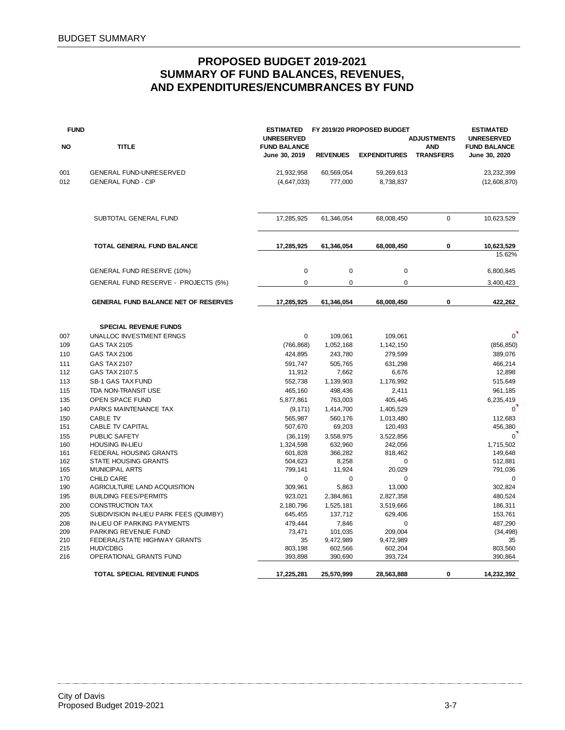BUDGET SUMMARY

# PROPOSED BUDGET 2019-2021
## SUMMARY OF FUND BALANCES, REVENUES, AND EXPENDITURES/ENCUMBRANCES BY FUND

| FUND NO | TITLE | ESTIMATED UNRESERVED FUND BALANCE June 30, 2019 | FY 2019/20 PROPOSED BUDGET REVENUES | FY 2019/20 PROPOSED BUDGET EXPENDITURES | ADJUSTMENTS AND TRANSFERS | ESTIMATED UNRESERVED FUND BALANCE June 30, 2020 |
|---|---|---|---|---|---|---|
| 001 | GENERAL FUND-UNRESERVED | 21,932,958 | 60,569,054 | 59,269,613 | | 23,232,399 |
| 012 | GENERAL FUND - CIP | (4,647,033) | 777,000 | 8,738,837 | | (12,608,870) |
| | SUBTOTAL GENERAL FUND | 17,285,925 | 61,346,054 | 68,008,450 | 0 | 10,623,529 |
| | **TOTAL GENERAL FUND BALANCE** | **17,285,925** | **61,346,054** | **68,008,450** | **0** | **10,623,529** |
| | | | | | | 15.62% |
| | GENERAL FUND RESERVE (10%) | 0 | 0 | 0 | | 6,800,845 |
| | GENERAL FUND RESERVE - PROJECTS (5%) | 0 | 0 | 0 | | 3,400,423 |
| | **GENERAL FUND BALANCE NET OF RESERVES** | **17,285,925** | **61,346,054** | **68,008,450** | **0** | **422,262** |
| | **SPECIAL REVENUE FUNDS** | | | | | |
| 007 | UNALLOC INVESTMENT ERNGS | 0 | 109,061 | 109,061 | | 0 |
| 109 | GAS TAX 2105 | (766,868) | 1,052,168 | 1,142,150 | | (856,850) |
| 110 | GAS TAX 2106 | 424,895 | 243,780 | 279,599 | | 389,076 |
| 111 | GAS TAX 2107 | 591,747 | 505,765 | 631,298 | | 466,214 |
| 112 | GAS TAX 2107.5 | 11,912 | 7,662 | 6,676 | | 12,898 |
| 113 | SB-1 GAS TAX FUND | 552,738 | 1,139,903 | 1,176,992 | | 515,649 |
| 115 | TDA NON-TRANSIT USE | 465,160 | 498,436 | 2,411 | | 961,185 |
| 135 | OPEN SPACE FUND | 5,877,861 | 763,003 | 405,445 | | 6,235,419 |
| 140 | PARKS MAINTENANCE TAX | (9,171) | 1,414,700 | 1,405,529 | | 0 |
| 150 | CABLE TV | 565,987 | 560,176 | 1,013,480 | | 112,683 |
| 151 | CABLE TV CAPITAL | 507,670 | 69,203 | 120,493 | | 456,380 |
| 155 | PUBLIC SAFETY | (36,119) | 3,558,975 | 3,522,856 | | 0 |
| 160 | HOUSING IN-LIEU | 1,324,598 | 632,960 | 242,056 | | 1,715,502 |
| 161 | FEDERAL HOUSING GRANTS | 601,828 | 366,282 | 818,462 | | 149,648 |
| 162 | STATE HOUSING GRANTS | 504,623 | 8,258 | 0 | | 512,881 |
| 165 | MUNICIPAL ARTS | 799,141 | 11,924 | 20,029 | | 791,036 |
| 170 | CHILD CARE | 0 | 0 | 0 | | 0 |
| 190 | AGRICULTURE LAND ACQUISITION | 309,961 | 5,863 | 13,000 | | 302,824 |
| 195 | BUILDING FEES/PERMITS | 923,021 | 2,384,861 | 2,827,358 | | 480,524 |
| 200 | CONSTRUCTION TAX | 2,180,796 | 1,525,181 | 3,519,666 | | 186,311 |
| 205 | SUBDIVISION IN-LIEU PARK FEES (QUIMBY) | 645,455 | 137,712 | 629,406 | | 153,761 |
| 208 | IN-LIEU OF PARKING PAYMENTS | 479,444 | 7,846 | 0 | | 487,290 |
| 209 | PARKING REVENUE FUND | 73,471 | 101,035 | 209,004 | | (34,498) |
| 210 | FEDERAL/STATE HIGHWAY GRANTS | 35 | 9,472,989 | 9,472,989 | | 35 |
| 215 | HUD/CDBG | 803,198 | 602,566 | 602,204 | | 803,560 |
| 216 | OPERATIONAL GRANTS FUND | 393,898 | 390,690 | 393,724 | | 390,864 |
| | **TOTAL SPECIAL REVENUE FUNDS** | **17,225,281** | **25,570,999** | **28,563,888** | **0** | **14,232,392** |

City of Davis
Proposed Budget 2019-2021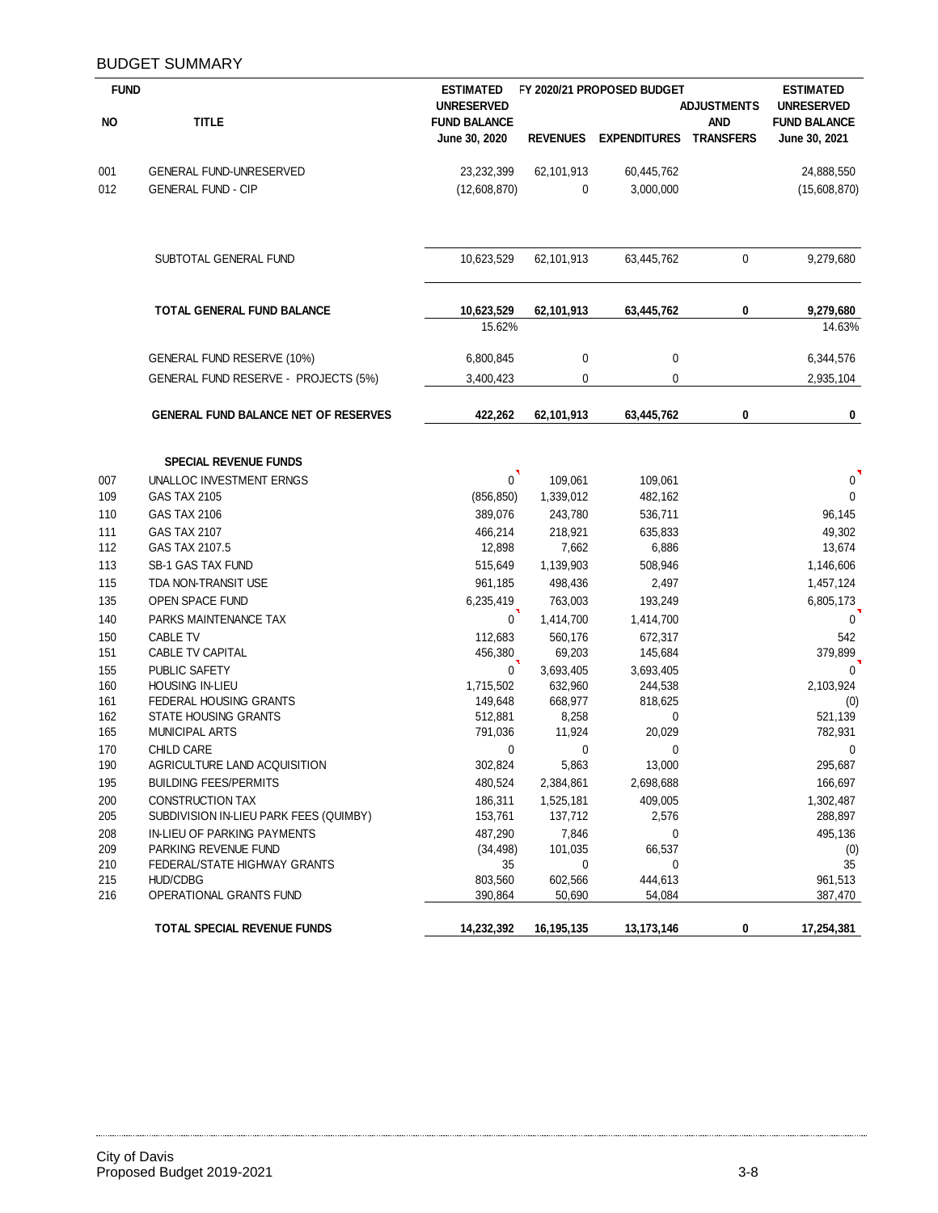## BUDGET SUMMARY

| FUND NO | TITLE | ESTIMATED UNRESERVED FUND BALANCE June 30, 2020 | FY 2020/21 PROPOSED BUDGET REVENUES | EXPENDITURES | ADJUSTMENTS AND TRANSFERS | ESTIMATED UNRESERVED FUND BALANCE June 30, 2021 |
|---|---|---|---|---|---|---|
| 001 | GENERAL FUND-UNRESERVED | 23,232,399 | 62,101,913 | 60,445,762 | | 24,888,550 |
| 012 | GENERAL FUND - CIP | (12,608,870) | 0 | 3,000,000 | | (15,608,870) |
| | SUBTOTAL GENERAL FUND | 10,623,529 | 62,101,913 | 63,445,762 | 0 | 9,279,680 |
| | **TOTAL GENERAL FUND BALANCE** | **10,623,529** | **62,101,913** | **63,445,762** | **0** | **9,279,680** |
| | | 15.62% | | | | 14.63% |
| | GENERAL FUND RESERVE (10%) | 6,800,845 | 0 | 0 | | 6,344,576 |
| | GENERAL FUND RESERVE - PROJECTS (5%) | 3,400,423 | 0 | 0 | | 2,935,104 |
| | **GENERAL FUND BALANCE NET OF RESERVES** | **422,262** | **62,101,913** | **63,445,762** | **0** | **0** |
| | **SPECIAL REVENUE FUNDS** | | | | | |
| 007 | UNALLOC INVESTMENT ERNGS | 0 | 109,061 | 109,061 | | 0 |
| 109 | GAS TAX 2105 | (856,850) | 1,339,012 | 482,162 | | 0 |
| 110 | GAS TAX 2106 | 389,076 | 243,780 | 536,711 | | 96,145 |
| 111 | GAS TAX 2107 | 466,214 | 218,921 | 635,833 | | 49,302 |
| 112 | GAS TAX 2107.5 | 12,898 | 7,662 | 6,886 | | 13,674 |
| 113 | SB-1 GAS TAX FUND | 515,649 | 1,139,903 | 508,946 | | 1,146,606 |
| 115 | TDA NON-TRANSIT USE | 961,185 | 498,436 | 2,497 | | 1,457,124 |
| 135 | OPEN SPACE FUND | 6,235,419 | 763,003 | 193,249 | | 6,805,173 |
| 140 | PARKS MAINTENANCE TAX | 0 | 1,414,700 | 1,414,700 | | 0 |
| 150 | CABLE TV | 112,683 | 560,176 | 672,317 | | 542 |
| 151 | CABLE TV CAPITAL | 456,380 | 69,203 | 145,684 | | 379,899 |
| 155 | PUBLIC SAFETY | 0 | 3,693,405 | 3,693,405 | | 0 |
| 160 | HOUSING IN-LIEU | 1,715,502 | 632,960 | 244,538 | | 2,103,924 |
| 161 | FEDERAL HOUSING GRANTS | 149,648 | 668,977 | 818,625 | | (0) |
| 162 | STATE HOUSING GRANTS | 512,881 | 8,258 | 0 | | 521,139 |
| 165 | MUNICIPAL ARTS | 791,036 | 11,924 | 20,029 | | 782,931 |
| 170 | CHILD CARE | 0 | 0 | 0 | | 0 |
| 190 | AGRICULTURE LAND ACQUISITION | 302,824 | 5,863 | 13,000 | | 295,687 |
| 195 | BUILDING FEES/PERMITS | 480,524 | 2,384,861 | 2,698,688 | | 166,697 |
| 200 | CONSTRUCTION TAX | 186,311 | 1,525,181 | 409,005 | | 1,302,487 |
| 205 | SUBDIVISION IN-LIEU PARK FEES (QUIMBY) | 153,761 | 137,712 | 2,576 | | 288,897 |
| 208 | IN-LIEU OF PARKING PAYMENTS | 487,290 | 7,846 | 0 | | 495,136 |
| 209 | PARKING REVENUE FUND | (34,498) | 101,035 | 66,537 | | (0) |
| 210 | FEDERAL/STATE HIGHWAY GRANTS | 35 | 0 | 0 | | 35 |
| 215 | HUD/CDBG | 803,560 | 602,566 | 444,613 | | 961,513 |
| 216 | OPERATIONAL GRANTS FUND | 390,864 | 50,690 | 54,084 | | 387,470 |
| | **TOTAL SPECIAL REVENUE FUNDS** | **14,232,392** | **16,195,135** | **13,173,146** | **0** | **17,254,381** |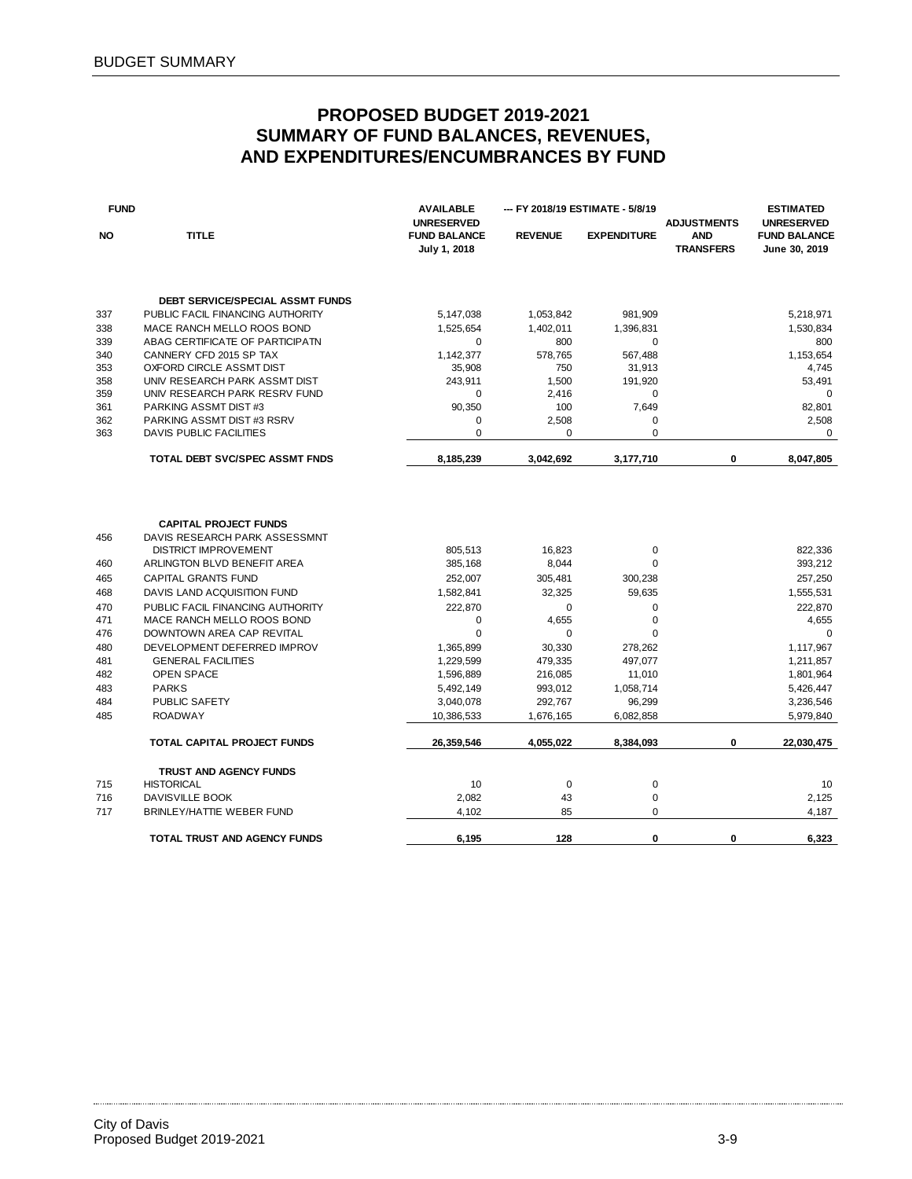# PROPOSED BUDGET 2019-2021
## SUMMARY OF FUND BALANCES, REVENUES, AND EXPENDITURES/ENCUMBRANCES BY FUND

| FUND NO | TITLE | AVAILABLE UNRESERVED FUND BALANCE July 1, 2018 | --- FY 2018/19 ESTIMATE - 5/8/19 REVENUE | EXPENDITURE | ADJUSTMENTS AND TRANSFERS | ESTIMATED UNRESERVED FUND BALANCE June 30, 2019 |
|---|---|---|---|---|---|---|
| | **DEBT SERVICE/SPECIAL ASSMT FUNDS** | | | | | |
| 337 | PUBLIC FACIL FINANCING AUTHORITY | 5,147,038 | 1,053,842 | 981,909 | | 5,218,971 |
| 338 | MACE RANCH MELLO ROOS BOND | 1,525,654 | 1,402,011 | 1,396,831 | | 1,530,834 |
| 339 | ABAG CERTIFICATE OF PARTICIPATN | 0 | 800 | 0 | | 800 |
| 340 | CANNERY CFD 2015 SP TAX | 1,142,377 | 578,765 | 567,488 | | 1,153,654 |
| 353 | OXFORD CIRCLE ASSMT DIST | 35,908 | 750 | 31,913 | | 4,745 |
| 358 | UNIV RESEARCH PARK ASSMT DIST | 243,911 | 1,500 | 191,920 | | 53,491 |
| 359 | UNIV RESEARCH PARK RESRV FUND | 0 | 2,416 | 0 | | 0 |
| 361 | PARKING ASSMT DIST #3 | 90,350 | 100 | 7,649 | | 82,801 |
| 362 | PARKING ASSMT DIST #3 RSRV | 0 | 2,508 | 0 | | 2,508 |
| 363 | DAVIS PUBLIC FACILITIES | 0 | 0 | 0 | | 0 |
| | **TOTAL DEBT SVC/SPEC ASSMT FNDS** | **8,185,239** | **3,042,692** | **3,177,710** | **0** | **8,047,805** |
| | **CAPITAL PROJECT FUNDS** | | | | | |
| 456 | DAVIS RESEARCH PARK ASSESSMNT DISTRICT IMPROVEMENT | 805,513 | 16,823 | 0 | | 822,336 |
| 460 | ARLINGTON BLVD BENEFIT AREA | 385,168 | 8,044 | 0 | | 393,212 |
| 465 | CAPITAL GRANTS FUND | 252,007 | 305,481 | 300,238 | | 257,250 |
| 468 | DAVIS LAND ACQUISITION FUND | 1,582,841 | 32,325 | 59,635 | | 1,555,531 |
| 470 | PUBLIC FACIL FINANCING AUTHORITY | 222,870 | 0 | 0 | | 222,870 |
| 471 | MACE RANCH MELLO ROOS BOND | 0 | 4,655 | 0 | | 4,655 |
| 476 | DOWNTOWN AREA CAP REVITAL | 0 | 0 | 0 | | 0 |
| 480 | DEVELOPMENT DEFERRED IMPROV | 1,365,899 | 30,330 | 278,262 | | 1,117,967 |
| 481 | GENERAL FACILITIES | 1,229,599 | 479,335 | 497,077 | | 1,211,857 |
| 482 | OPEN SPACE | 1,596,889 | 216,085 | 11,010 | | 1,801,964 |
| 483 | PARKS | 5,492,149 | 993,012 | 1,058,714 | | 5,426,447 |
| 484 | PUBLIC SAFETY | 3,040,078 | 292,767 | 96,299 | | 3,236,546 |
| 485 | ROADWAY | 10,386,533 | 1,676,165 | 6,082,858 | | 5,979,840 |
| | **TOTAL CAPITAL PROJECT FUNDS** | **26,359,546** | **4,055,022** | **8,384,093** | **0** | **22,030,475** |
| | **TRUST AND AGENCY FUNDS** | | | | | |
| 715 | HISTORICAL | 10 | 0 | 0 | | 10 |
| 716 | DAVISVILLE BOOK | 2,082 | 43 | 0 | | 2,125 |
| 717 | BRINLEY/HATTIE WEBER FUND | 4,102 | 85 | 0 | | 4,187 |
| | **TOTAL TRUST AND AGENCY FUNDS** | **6,195** | **128** | **0** | **0** | **6,323** |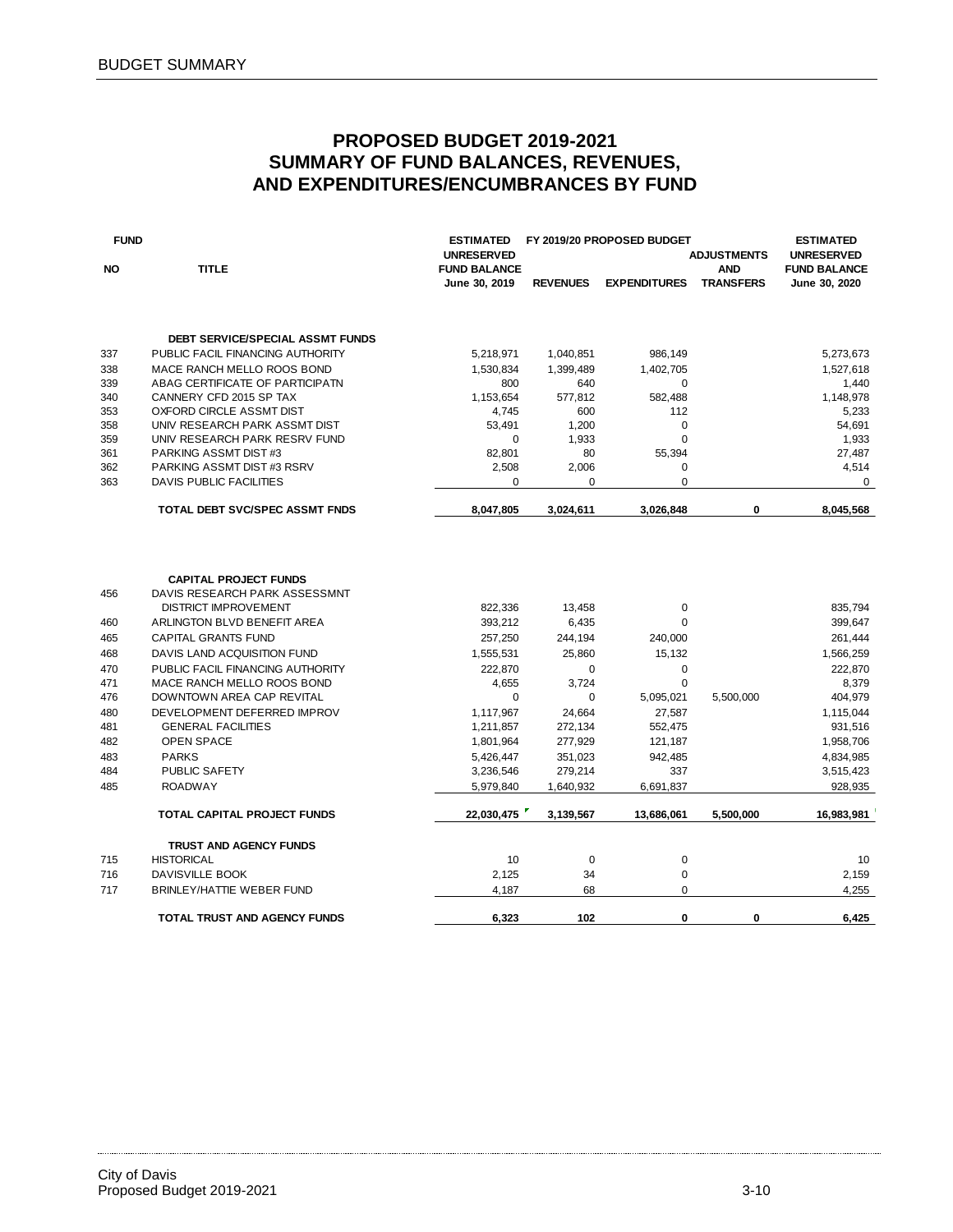# PROPOSED BUDGET 2019-2021
# SUMMARY OF FUND BALANCES, REVENUES, AND EXPENDITURES/ENCUMBRANCES BY FUND

| FUND NO | TITLE | ESTIMATED UNRESERVED FUND BALANCE June 30, 2019 | FY 2019/20 PROPOSED BUDGET REVENUES | FY 2019/20 PROPOSED BUDGET EXPENDITURES | ADJUSTMENTS AND TRANSFERS | ESTIMATED UNRESERVED FUND BALANCE June 30, 2020 |
|---|---|---|---|---|---|---|
| | **DEBT SERVICE/SPECIAL ASSMT FUNDS** | | | | | |
| 337 | PUBLIC FACIL FINANCING AUTHORITY | 5,218,971 | 1,040,851 | 986,149 | | 5,273,673 |
| 338 | MACE RANCH MELLO ROOS BOND | 1,530,834 | 1,399,489 | 1,402,705 | | 1,527,618 |
| 339 | ABAG CERTIFICATE OF PARTICIPATN | 800 | 640 | 0 | | 1,440 |
| 340 | CANNERY CFD 2015 SP TAX | 1,153,654 | 577,812 | 582,488 | | 1,148,978 |
| 353 | OXFORD CIRCLE ASSMT DIST | 4,745 | 600 | 112 | | 5,233 |
| 358 | UNIV RESEARCH PARK ASSMT DIST | 53,491 | 1,200 | 0 | | 54,691 |
| 359 | UNIV RESEARCH PARK RESRV FUND | 0 | 1,933 | 0 | | 1,933 |
| 361 | PARKING ASSMT DIST #3 | 82,801 | 80 | 55,394 | | 27,487 |
| 362 | PARKING ASSMT DIST #3 RSRV | 2,508 | 2,006 | 0 | | 4,514 |
| 363 | DAVIS PUBLIC FACILITIES | 0 | 0 | 0 | | 0 |
| | **TOTAL DEBT SVC/SPEC ASSMT FNDS** | **8,047,805** | **3,024,611** | **3,026,848** | **0** | **8,045,568** |
| | **CAPITAL PROJECT FUNDS** | | | | | |
| 456 | DAVIS RESEARCH PARK ASSESSMNT DISTRICT IMPROVEMENT | 822,336 | 13,458 | 0 | | 835,794 |
| 460 | ARLINGTON BLVD BENEFIT AREA | 393,212 | 6,435 | 0 | | 399,647 |
| 465 | CAPITAL GRANTS FUND | 257,250 | 244,194 | 240,000 | | 261,444 |
| 468 | DAVIS LAND ACQUISITION FUND | 1,555,531 | 25,860 | 15,132 | | 1,566,259 |
| 470 | PUBLIC FACIL FINANCING AUTHORITY | 222,870 | 0 | 0 | | 222,870 |
| 471 | MACE RANCH MELLO ROOS BOND | 4,655 | 3,724 | 0 | | 8,379 |
| 476 | DOWNTOWN AREA CAP REVITAL | 0 | 0 | 5,095,021 | 5,500,000 | 404,979 |
| 480 | DEVELOPMENT DEFERRED IMPROV | 1,117,967 | 24,664 | 27,587 | | 1,115,044 |
| 481 | GENERAL FACILITIES | 1,211,857 | 272,134 | 552,475 | | 931,516 |
| 482 | OPEN SPACE | 1,801,964 | 277,929 | 121,187 | | 1,958,706 |
| 483 | PARKS | 5,426,447 | 351,023 | 942,485 | | 4,834,985 |
| 484 | PUBLIC SAFETY | 3,236,546 | 279,214 | 337 | | 3,515,423 |
| 485 | ROADWAY | 5,979,840 | 1,640,932 | 6,691,837 | | 928,935 |
| | **TOTAL CAPITAL PROJECT FUNDS** | **22,030,475** | **3,139,567** | **13,686,061** | **5,500,000** | **16,983,981** |
| | **TRUST AND AGENCY FUNDS** | | | | | |
| 715 | HISTORICAL | 10 | 0 | 0 | | 10 |
| 716 | DAVISVILLE BOOK | 2,125 | 34 | 0 | | 2,159 |
| 717 | BRINLEY/HATTIE WEBER FUND | 4,187 | 68 | 0 | | 4,255 |
| | **TOTAL TRUST AND AGENCY FUNDS** | **6,323** | **102** | **0** | **0** | **6,425** |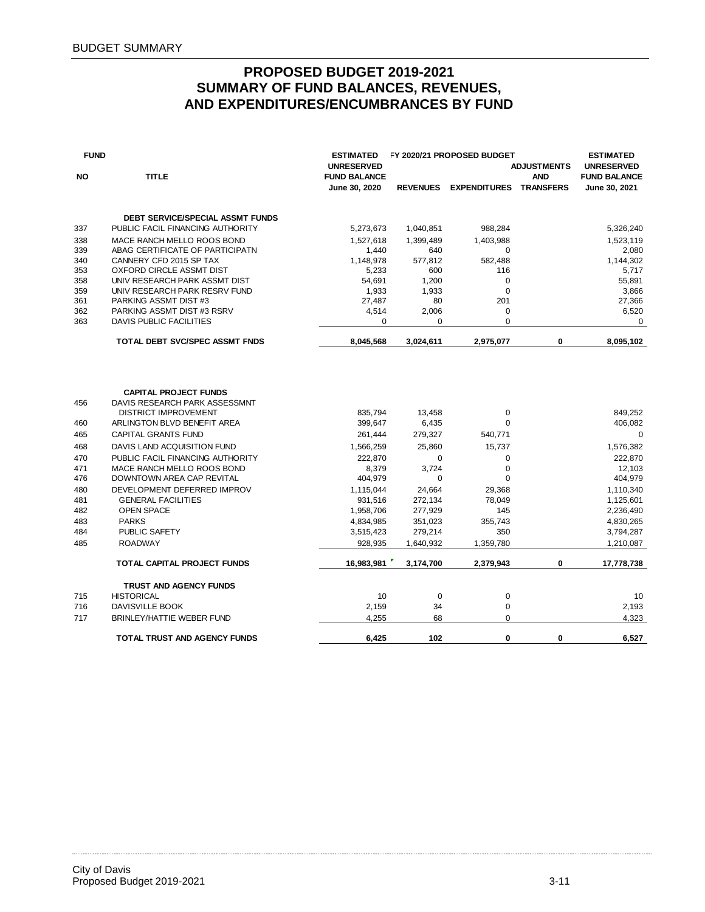# PROPOSED BUDGET 2019-2021
## SUMMARY OF FUND BALANCES, REVENUES, AND EXPENDITURES/ENCUMBRANCES BY FUND

| FUND NO | TITLE | ESTIMATED UNRESERVED FUND BALANCE June 30, 2020 | FY 2020/21 PROPOSED BUDGET REVENUES | EXPENDITURES | ADJUSTMENTS AND TRANSFERS | ESTIMATED UNRESERVED FUND BALANCE June 30, 2021 |
|---|---|---|---|---|---|---|
| | **DEBT SERVICE/SPECIAL ASSMT FUNDS** | | | | | |
| 337 | PUBLIC FACIL FINANCING AUTHORITY | 5,273,673 | 1,040,851 | 988,284 | | 5,326,240 |
| 338 | MACE RANCH MELLO ROOS BOND | 1,527,618 | 1,399,489 | 1,403,988 | | 1,523,119 |
| 339 | ABAG CERTIFICATE OF PARTICIPATN | 1,440 | 640 | 0 | | 2,080 |
| 340 | CANNERY CFD 2015 SP TAX | 1,148,978 | 577,812 | 582,488 | | 1,144,302 |
| 353 | OXFORD CIRCLE ASSMT DIST | 5,233 | 600 | 116 | | 5,717 |
| 358 | UNIV RESEARCH PARK ASSMT DIST | 54,691 | 1,200 | 0 | | 55,891 |
| 359 | UNIV RESEARCH PARK RESRV FUND | 1,933 | 1,933 | 0 | | 3,866 |
| 361 | PARKING ASSMT DIST #3 | 27,487 | 80 | 201 | | 27,366 |
| 362 | PARKING ASSMT DIST #3 RSRV | 4,514 | 2,006 | 0 | | 6,520 |
| 363 | DAVIS PUBLIC FACILITIES | 0 | 0 | 0 | | 0 |
| | **TOTAL DEBT SVC/SPEC ASSMT FNDS** | **8,045,568** | **3,024,611** | **2,975,077** | **0** | **8,095,102** |
| | **CAPITAL PROJECT FUNDS** | | | | | |
| 456 | DAVIS RESEARCH PARK ASSESSMNT DISTRICT IMPROVEMENT | 835,794 | 13,458 | 0 | | 849,252 |
| 460 | ARLINGTON BLVD BENEFIT AREA | 399,647 | 6,435 | 0 | | 406,082 |
| 465 | CAPITAL GRANTS FUND | 261,444 | 279,327 | 540,771 | | 0 |
| 468 | DAVIS LAND ACQUISITION FUND | 1,566,259 | 25,860 | 15,737 | | 1,576,382 |
| 470 | PUBLIC FACIL FINANCING AUTHORITY | 222,870 | 0 | 0 | | 222,870 |
| 471 | MACE RANCH MELLO ROOS BOND | 8,379 | 3,724 | 0 | | 12,103 |
| 476 | DOWNTOWN AREA CAP REVITAL | 404,979 | 0 | 0 | | 404,979 |
| 480 | DEVELOPMENT DEFERRED IMPROV | 1,115,044 | 24,664 | 29,368 | | 1,110,340 |
| 481 | GENERAL FACILITIES | 931,516 | 272,134 | 78,049 | | 1,125,601 |
| 482 | OPEN SPACE | 1,958,706 | 277,929 | 145 | | 2,236,490 |
| 483 | PARKS | 4,834,985 | 351,023 | 355,743 | | 4,830,265 |
| 484 | PUBLIC SAFETY | 3,515,423 | 279,214 | 350 | | 3,794,287 |
| 485 | ROADWAY | 928,935 | 1,640,932 | 1,359,780 | | 1,210,087 |
| | **TOTAL CAPITAL PROJECT FUNDS** | **16,983,981** | **3,174,700** | **2,379,943** | **0** | **17,778,738** |
| | **TRUST AND AGENCY FUNDS** | | | | | |
| 715 | HISTORICAL | 10 | 0 | 0 | | 10 |
| 716 | DAVISVILLE BOOK | 2,159 | 34 | 0 | | 2,193 |
| 717 | BRINLEY/HATTIE WEBER FUND | 4,255 | 68 | 0 | | 4,323 |
| | **TOTAL TRUST AND AGENCY FUNDS** | **6,425** | **102** | **0** | **0** | **6,527** |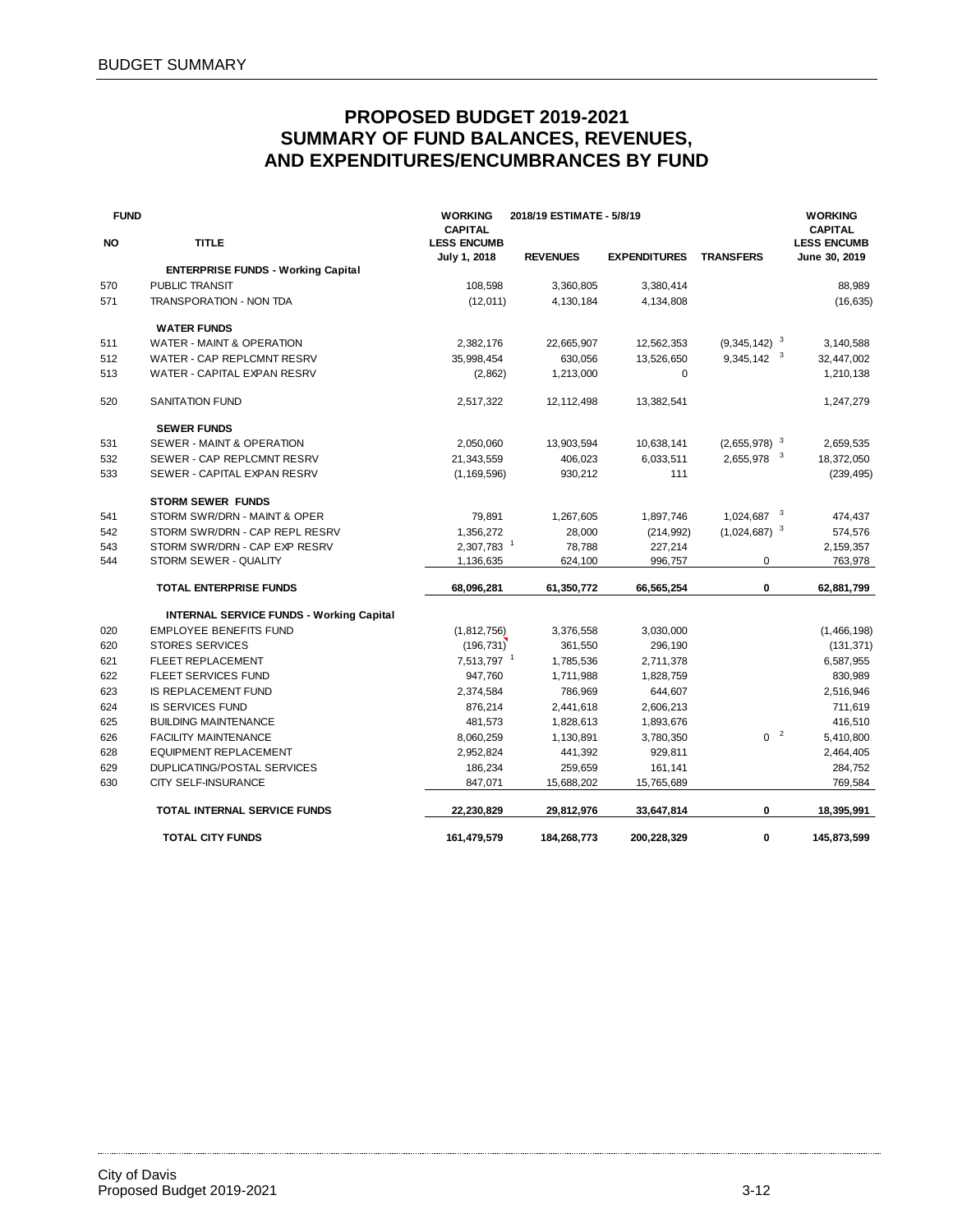## PROPOSED BUDGET 2019-2021
## SUMMARY OF FUND BALANCES, REVENUES, AND EXPENDITURES/ENCUMBRANCES BY FUND

| FUND NO | TITLE | WORKING CAPITAL LESS ENCUMB July 1, 2018 | 2018/19 ESTIMATE - 5/8/19 REVENUES | EXPENDITURES | TRANSFERS | WORKING CAPITAL LESS ENCUMB June 30, 2019 |
|---|---|---|---|---|---|---|
| | **ENTERPRISE FUNDS - Working Capital** | | | | | |
| 570 | PUBLIC TRANSIT | 108,598 | 3,360,805 | 3,380,414 | | 88,989 |
| 571 | TRANSPORATION - NON TDA | (12,011) | 4,130,184 | 4,134,808 | | (16,635) |
| | **WATER FUNDS** | | | | | |
| 511 | WATER - MAINT & OPERATION | 2,382,176 | 22,665,907 | 12,562,353 | (9,345,142) [3] | 3,140,588 |
| 512 | WATER - CAP REPLCMNT RESRV | 35,998,454 | 630,056 | 13,526,650 | 9,345,142 [3] | 32,447,002 |
| 513 | WATER - CAPITAL EXPAN RESRV | (2,862) | 1,213,000 | 0 | | 1,210,138 |
| 520 | SANITATION FUND | 2,517,322 | 12,112,498 | 13,382,541 | | 1,247,279 |
| | **SEWER FUNDS** | | | | | |
| 531 | SEWER - MAINT & OPERATION | 2,050,060 | 13,903,594 | 10,638,141 | (2,655,978) [3] | 2,659,535 |
| 532 | SEWER - CAP REPLCMNT RESRV | 21,343,559 | 406,023 | 6,033,511 | 2,655,978 [3] | 18,372,050 |
| 533 | SEWER - CAPITAL EXPAN RESRV | (1,169,596) | 930,212 | 111 | | (239,495) |
| | **STORM SEWER FUNDS** | | | | | |
| 541 | STORM SWR/DRN - MAINT & OPER | 79,891 | 1,267,605 | 1,897,746 | 1,024,687 [3] | 474,437 |
| 542 | STORM SWR/DRN - CAP REPL RESRV | 1,356,272 | 28,000 | (214,992) | (1,024,687) [3] | 574,576 |
| 543 | STORM SWR/DRN - CAP EXP RESRV | 2,307,783 [1] | 78,788 | 227,214 | | 2,159,357 |
| 544 | STORM SEWER - QUALITY | 1,136,635 | 624,100 | 996,757 | 0 | 763,978 |
| | **TOTAL ENTERPRISE FUNDS** | **68,096,281** | **61,350,772** | **66,565,254** | **0** | **62,881,799** |
| | **INTERNAL SERVICE FUNDS - Working Capital** | | | | | |
| 020 | EMPLOYEE BENEFITS FUND | (1,812,756) | 3,376,558 | 3,030,000 | | (1,466,198) |
| 620 | STORES SERVICES | (196,731) | 361,550 | 296,190 | | (131,371) |
| 621 | FLEET REPLACEMENT | 7,513,797 [1] | 1,785,536 | 2,711,378 | | 6,587,955 |
| 622 | FLEET SERVICES FUND | 947,760 | 1,711,988 | 1,828,759 | | 830,989 |
| 623 | IS REPLACEMENT FUND | 2,374,584 | 786,969 | 644,607 | | 2,516,946 |
| 624 | IS SERVICES FUND | 876,214 | 2,441,618 | 2,606,213 | | 711,619 |
| 625 | BUILDING MAINTENANCE | 481,573 | 1,828,613 | 1,893,676 | | 416,510 |
| 626 | FACILITY MAINTENANCE | 8,060,259 | 1,130,891 | 3,780,350 | 0 [2] | 5,410,800 |
| 628 | EQUIPMENT REPLACEMENT | 2,952,824 | 441,392 | 929,811 | | 2,464,405 |
| 629 | DUPLICATING/POSTAL SERVICES | 186,234 | 259,659 | 161,141 | | 284,752 |
| 630 | CITY SELF-INSURANCE | 847,071 | 15,688,202 | 15,765,689 | | 769,584 |
| | **TOTAL INTERNAL SERVICE FUNDS** | **22,230,829** | **29,812,976** | **33,647,814** | **0** | **18,395,991** |
| | **TOTAL CITY FUNDS** | **161,479,579** | **184,268,773** | **200,228,329** | **0** | **145,873,599** |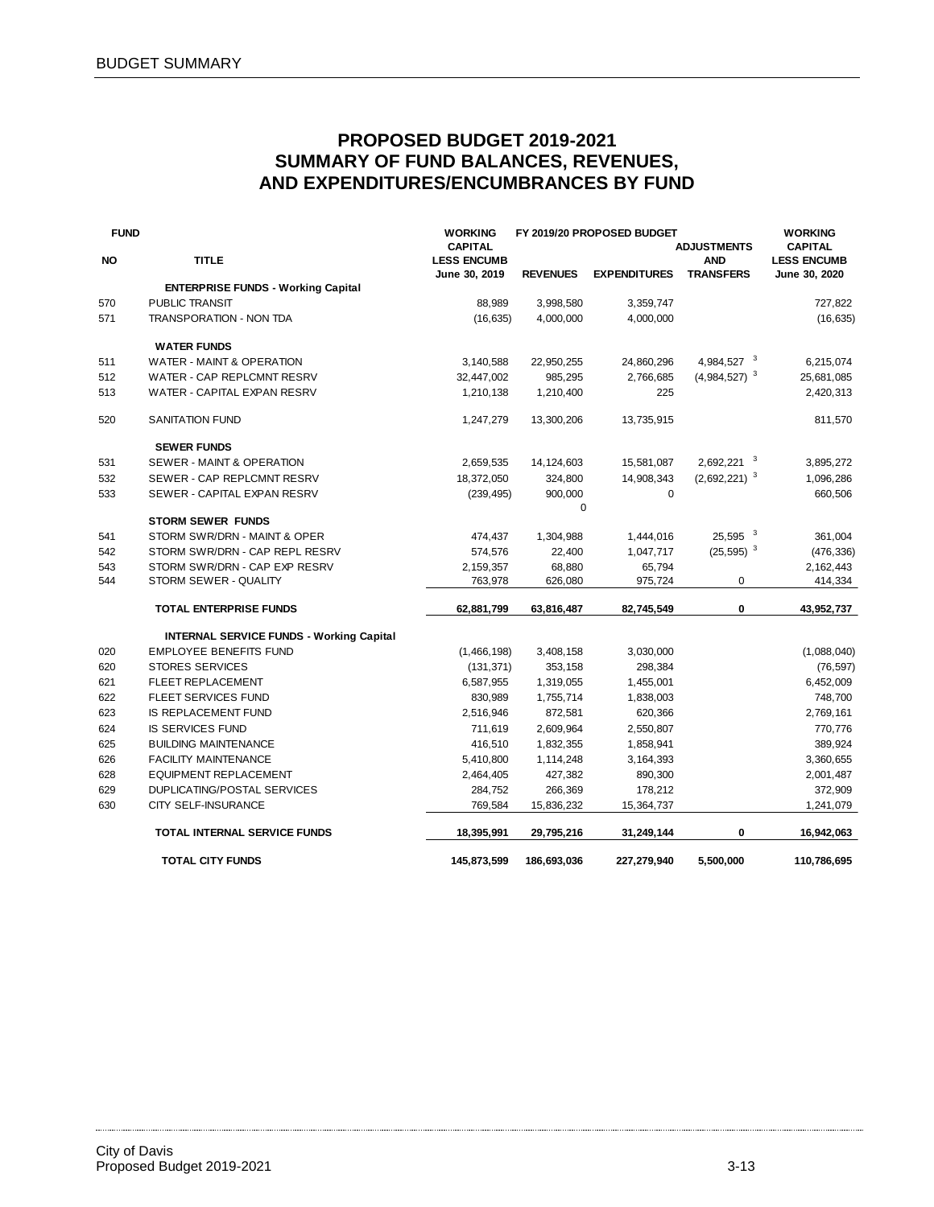# PROPOSED BUDGET 2019-2021
## SUMMARY OF FUND BALANCES, REVENUES, AND EXPENDITURES/ENCUMBRANCES BY FUND

| FUND NO | TITLE | WORKING CAPITAL LESS ENCUMB June 30, 2019 | FY 2019/20 PROPOSED BUDGET REVENUES | EXPENDITURES | ADJUSTMENTS AND TRANSFERS | WORKING CAPITAL LESS ENCUMB June 30, 2020 |
|---|---|---|---|---|---|---|
| | **ENTERPRISE FUNDS - Working Capital** | | | | | |
| 570 | PUBLIC TRANSIT | 88,989 | 3,998,580 | 3,359,747 | | 727,822 |
| 571 | TRANSPORATION - NON TDA | (16,635) | 4,000,000 | 4,000,000 | | (16,635) |
| | **WATER FUNDS** | | | | | |
| 511 | WATER - MAINT & OPERATION | 3,140,588 | 22,950,255 | 24,860,296 | 4,984,527 [3] | 6,215,074 |
| 512 | WATER - CAP REPLCMNT RESRV | 32,447,002 | 985,295 | 2,766,685 | (4,984,527) [3] | 25,681,085 |
| 513 | WATER - CAPITAL EXPAN RESRV | 1,210,138 | 1,210,400 | 225 | | 2,420,313 |
| 520 | SANITATION FUND | 1,247,279 | 13,300,206 | 13,735,915 | | 811,570 |
| | **SEWER FUNDS** | | | | | |
| 531 | SEWER - MAINT & OPERATION | 2,659,535 | 14,124,603 | 15,581,087 | 2,692,221 [3] | 3,895,272 |
| 532 | SEWER - CAP REPLCMNT RESRV | 18,372,050 | 324,800 | 14,908,343 | (2,692,221) [3] | 1,096,286 |
| 533 | SEWER - CAPITAL EXPAN RESRV | (239,495) | 900,000 | 0 | | 660,506 |
| | | | 0 | | | |
| | **STORM SEWER FUNDS** | | | | | |
| 541 | STORM SWR/DRN - MAINT & OPER | 474,437 | 1,304,988 | 1,444,016 | 25,595 [3] | 361,004 |
| 542 | STORM SWR/DRN - CAP REPL RESRV | 574,576 | 22,400 | 1,047,717 | (25,595) [3] | (476,336) |
| 543 | STORM SWR/DRN - CAP EXP RESRV | 2,159,357 | 68,880 | 65,794 | | 2,162,443 |
| 544 | STORM SEWER - QUALITY | 763,978 | 626,080 | 975,724 | 0 | 414,334 |
| | **TOTAL ENTERPRISE FUNDS** | **62,881,799** | **63,816,487** | **82,745,549** | **0** | **43,952,737** |
| | **INTERNAL SERVICE FUNDS - Working Capital** | | | | | |
| 020 | EMPLOYEE BENEFITS FUND | (1,466,198) | 3,408,158 | 3,030,000 | | (1,088,040) |
| 620 | STORES SERVICES | (131,371) | 353,158 | 298,384 | | (76,597) |
| 621 | FLEET REPLACEMENT | 6,587,955 | 1,319,055 | 1,455,001 | | 6,452,009 |
| 622 | FLEET SERVICES FUND | 830,989 | 1,755,714 | 1,838,003 | | 748,700 |
| 623 | IS REPLACEMENT FUND | 2,516,946 | 872,581 | 620,366 | | 2,769,161 |
| 624 | IS SERVICES FUND | 711,619 | 2,609,964 | 2,550,807 | | 770,776 |
| 625 | BUILDING MAINTENANCE | 416,510 | 1,832,355 | 1,858,941 | | 389,924 |
| 626 | FACILITY MAINTENANCE | 5,410,800 | 1,114,248 | 3,164,393 | | 3,360,655 |
| 628 | EQUIPMENT REPLACEMENT | 2,464,405 | 427,382 | 890,300 | | 2,001,487 |
| 629 | DUPLICATING/POSTAL SERVICES | 284,752 | 266,369 | 178,212 | | 372,909 |
| 630 | CITY SELF-INSURANCE | 769,584 | 15,836,232 | 15,364,737 | | 1,241,079 |
| | **TOTAL INTERNAL SERVICE FUNDS** | **18,395,991** | **29,795,216** | **31,249,144** | **0** | **16,942,063** |
| | **TOTAL CITY FUNDS** | **145,873,599** | **186,693,036** | **227,279,940** | **5,500,000** | **110,786,695** |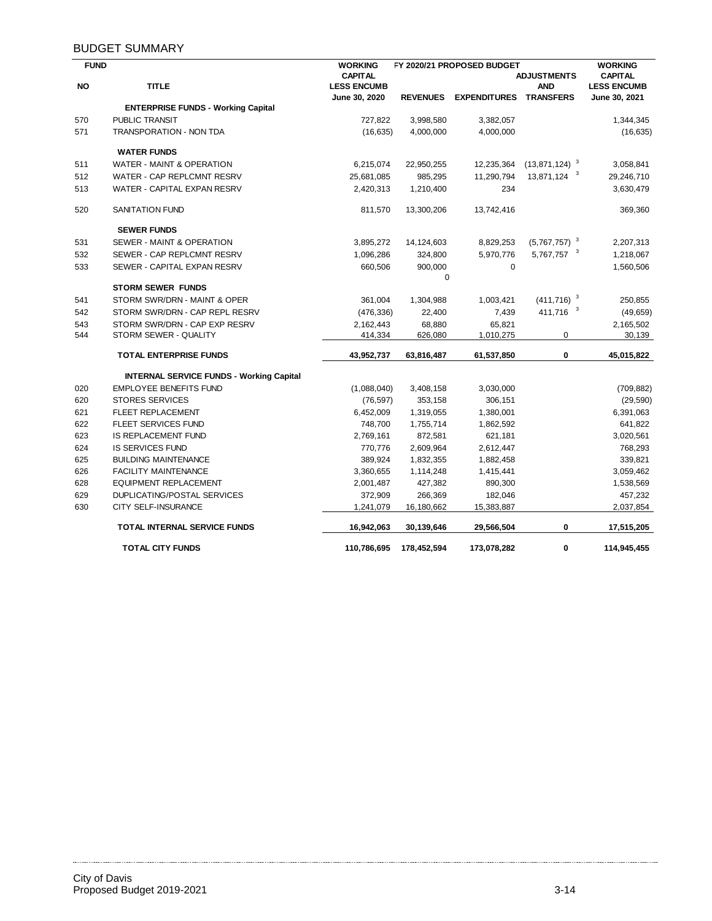## BUDGET SUMMARY

| FUND NO | TITLE | WORKING CAPITAL LESS ENCUMB June 30, 2020 | FY 2020/21 PROPOSED BUDGET REVENUES | EXPENDITURES | ADJUSTMENTS AND TRANSFERS | WORKING CAPITAL LESS ENCUMB June 30, 2021 |
|---|---|---|---|---|---|---|
| | **ENTERPRISE FUNDS - Working Capital** | | | | | |
| 570 | PUBLIC TRANSIT | 727,822 | 3,998,580 | 3,382,057 | | 1,344,345 |
| 571 | TRANSPORATION - NON TDA | (16,635) | 4,000,000 | 4,000,000 | | (16,635) |
| | **WATER FUNDS** | | | | | |
| 511 | WATER - MAINT & OPERATION | 6,215,074 | 22,950,255 | 12,235,364 | (13,871,124) [3] | 3,058,841 |
| 512 | WATER - CAP REPLCMNT RESRV | 25,681,085 | 985,295 | 11,290,794 | 13,871,124 [3] | 29,246,710 |
| 513 | WATER - CAPITAL EXPAN RESRV | 2,420,313 | 1,210,400 | 234 | | 3,630,479 |
| 520 | SANITATION FUND | 811,570 | 13,300,206 | 13,742,416 | | 369,360 |
| | **SEWER FUNDS** | | | | | |
| 531 | SEWER - MAINT & OPERATION | 3,895,272 | 14,124,603 | 8,829,253 | (5,767,757) [3] | 2,207,313 |
| 532 | SEWER - CAP REPLCMNT RESRV | 1,096,286 | 324,800 | 5,970,776 | 5,767,757 [3] | 1,218,067 |
| 533 | SEWER - CAPITAL EXPAN RESRV | 660,506 | 900,000<br>0 | 0 | | 1,560,506 |
| | **STORM SEWER FUNDS** | | | | | |
| 541 | STORM SWR/DRN - MAINT & OPER | 361,004 | 1,304,988 | 1,003,421 | (411,716) [3] | 250,855 |
| 542 | STORM SWR/DRN - CAP REPL RESRV | (476,336) | 22,400 | 7,439 | 411,716 [3] | (49,659) |
| 543 | STORM SWR/DRN - CAP EXP RESRV | 2,162,443 | 68,880 | 65,821 | | 2,165,502 |
| 544 | STORM SEWER - QUALITY | 414,334 | 626,080 | 1,010,275 | 0 | 30,139 |
| | **TOTAL ENTERPRISE FUNDS** | **43,952,737** | **63,816,487** | **61,537,850** | **0** | **45,015,822** |
| | **INTERNAL SERVICE FUNDS - Working Capital** | | | | | |
| 020 | EMPLOYEE BENEFITS FUND | (1,088,040) | 3,408,158 | 3,030,000 | | (709,882) |
| 620 | STORES SERVICES | (76,597) | 353,158 | 306,151 | | (29,590) |
| 621 | FLEET REPLACEMENT | 6,452,009 | 1,319,055 | 1,380,001 | | 6,391,063 |
| 622 | FLEET SERVICES FUND | 748,700 | 1,755,714 | 1,862,592 | | 641,822 |
| 623 | IS REPLACEMENT FUND | 2,769,161 | 872,581 | 621,181 | | 3,020,561 |
| 624 | IS SERVICES FUND | 770,776 | 2,609,964 | 2,612,447 | | 768,293 |
| 625 | BUILDING MAINTENANCE | 389,924 | 1,832,355 | 1,882,458 | | 339,821 |
| 626 | FACILITY MAINTENANCE | 3,360,655 | 1,114,248 | 1,415,441 | | 3,059,462 |
| 628 | EQUIPMENT REPLACEMENT | 2,001,487 | 427,382 | 890,300 | | 1,538,569 |
| 629 | DUPLICATING/POSTAL SERVICES | 372,909 | 266,369 | 182,046 | | 457,232 |
| 630 | CITY SELF-INSURANCE | 1,241,079 | 16,180,662 | 15,383,887 | | 2,037,854 |
| | **TOTAL INTERNAL SERVICE FUNDS** | **16,942,063** | **30,139,646** | **29,566,504** | **0** | **17,515,205** |
| | **TOTAL CITY FUNDS** | **110,786,695** | **178,452,594** | **173,078,282** | **0** | **114,945,455** |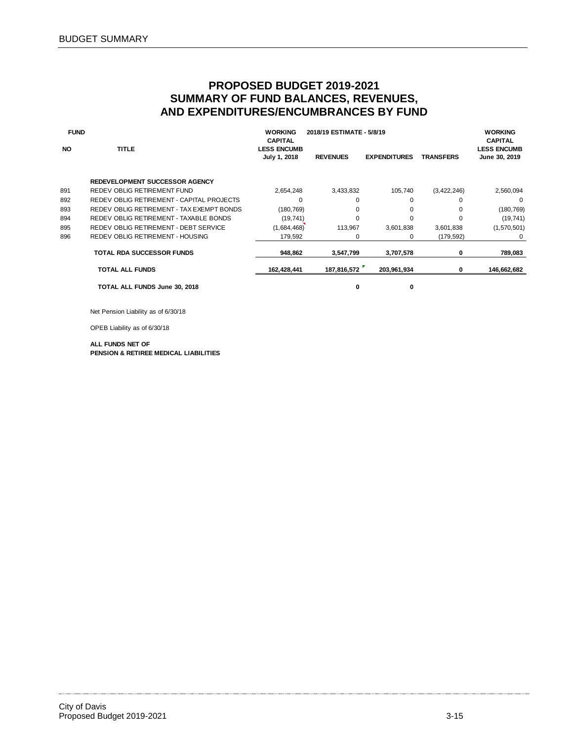# PROPOSED BUDGET 2019-2021
## SUMMARY OF FUND BALANCES, REVENUES, AND EXPENDITURES/ENCUMBRANCES BY FUND

| FUND NO | TITLE | WORKING CAPITAL LESS ENCUMB July 1, 2018 | 2018/19 ESTIMATE - 5/8/19 REVENUES | EXPENDITURES | TRANSFERS | WORKING CAPITAL LESS ENCUMB June 30, 2019 |
|---|---|---|---|---|---|---|
| | **REDEVELOPMENT SUCCESSOR AGENCY** | | | | | |
| 891 | REDEV OBLIG RETIREMENT FUND | 2,654,248 | 3,433,832 | 105,740 | (3,422,246) | 2,560,094 |
| 892 | REDEV OBLIG RETIREMENT - CAPITAL PROJECTS | 0 | 0 | 0 | 0 | 0 |
| 893 | REDEV OBLIG RETIREMENT - TAX EXEMPT BONDS | (180,769) | 0 | 0 | 0 | (180,769) |
| 894 | REDEV OBLIG RETIREMENT - TAXABLE BONDS | (19,741) | 0 | 0 | 0 | (19,741) |
| 895 | REDEV OBLIG RETIREMENT - DEBT SERVICE | (1,684,468) | 113,967 | 3,601,838 | 3,601,838 | (1,570,501) |
| 896 | REDEV OBLIG RETIREMENT - HOUSING | 179,592 | 0 | 0 | (179,592) | 0 |
| | **TOTAL RDA SUCCESSOR FUNDS** | **948,862** | **3,547,799** | **3,707,578** | **0** | **789,083** |
| | **TOTAL ALL FUNDS** | **162,428,441** | **187,816,572** | **203,961,934** | **0** | **146,662,682** |
| | **TOTAL ALL FUNDS June 30, 2018** | | **0** | **0** | | |

Net Pension Liability as of 6/30/18

OPEB Liability as of 6/30/18

**ALL FUNDS NET OF**
**PENSION & RETIREE MEDICAL LIABILITIES**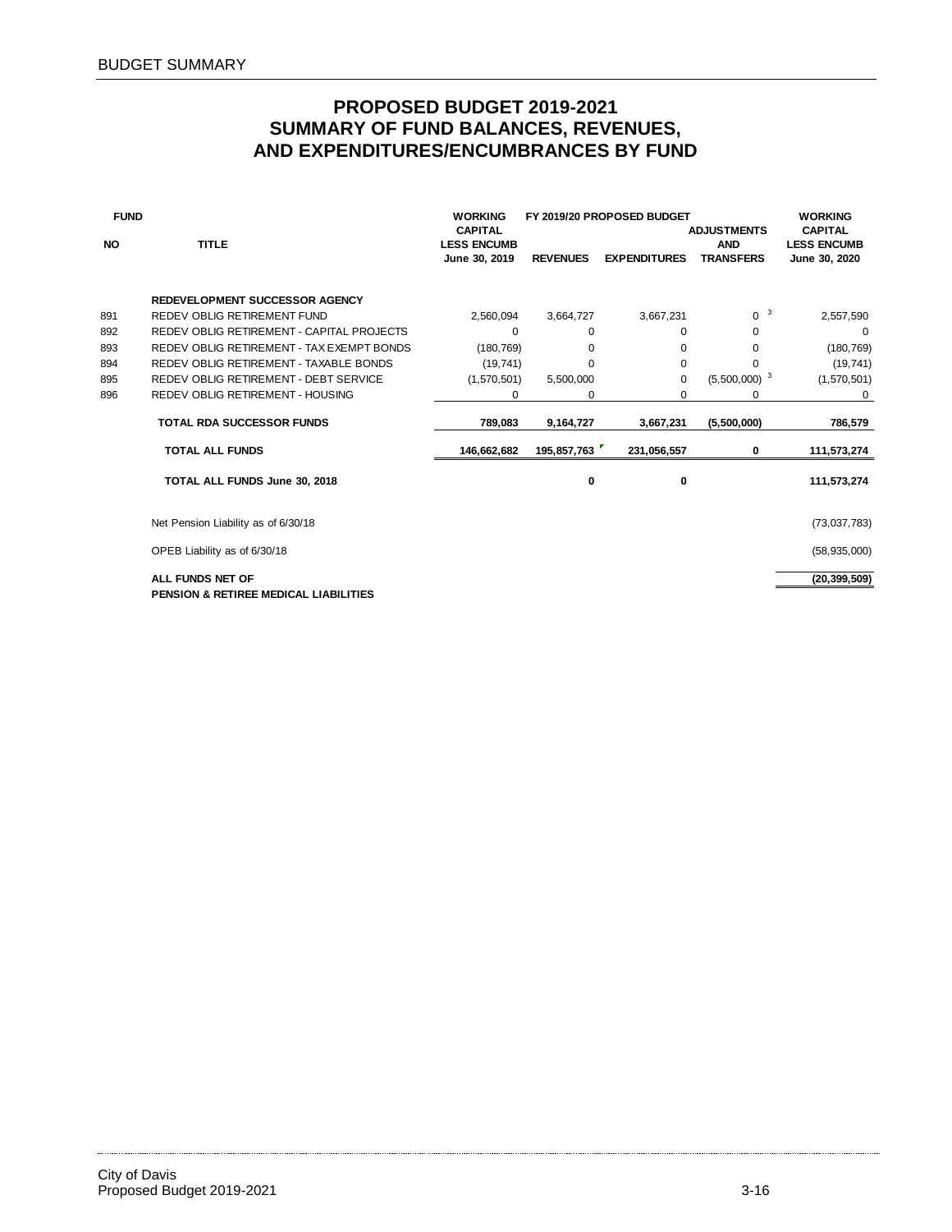# PROPOSED BUDGET 2019-2021
## SUMMARY OF FUND BALANCES, REVENUES, AND EXPENDITURES/ENCUMBRANCES BY FUND

| FUND NO | TITLE | WORKING CAPITAL LESS ENCUMB June 30, 2019 | FY 2019/20 PROPOSED BUDGET REVENUES | EXPENDITURES | ADJUSTMENTS AND TRANSFERS | WORKING CAPITAL LESS ENCUMB June 30, 2020 |
|---|---|---|---|---|---|---|
| | **REDEVELOPMENT SUCCESSOR AGENCY** | | | | | |
| 891 | REDEV OBLIG RETIREMENT FUND | 2,560,094 | 3,664,727 | 3,667,231 | 0 [3] | 2,557,590 |
| 892 | REDEV OBLIG RETIREMENT - CAPITAL PROJECTS | 0 | 0 | 0 | 0 | 0 |
| 893 | REDEV OBLIG RETIREMENT - TAX EXEMPT BONDS | (180,769) | 0 | 0 | 0 | (180,769) |
| 894 | REDEV OBLIG RETIREMENT - TAXABLE BONDS | (19,741) | 0 | 0 | 0 | (19,741) |
| 895 | REDEV OBLIG RETIREMENT - DEBT SERVICE | (1,570,501) | 5,500,000 | 0 | (5,500,000) [3] | (1,570,501) |
| 896 | REDEV OBLIG RETIREMENT - HOUSING | 0 | 0 | 0 | 0 | 0 |
| | **TOTAL RDA SUCCESSOR FUNDS** | **789,083** | **9,164,727** | **3,667,231** | **(5,500,000)** | **786,579** |
| | **TOTAL ALL FUNDS** | **146,662,682** | **195,857,763** | **231,056,557** | **0** | **111,573,274** |
| | **TOTAL ALL FUNDS June 30, 2018** | | **0** | **0** | | **111,573,274** |
| | Net Pension Liability as of 6/30/18 | | | | | (73,037,783) |
| | OPEB Liability as of 6/30/18 | | | | | (58,935,000) |
| | **ALL FUNDS NET OF PENSION & RETIREE MEDICAL LIABILITIES** | | | | | **(20,399,509)** |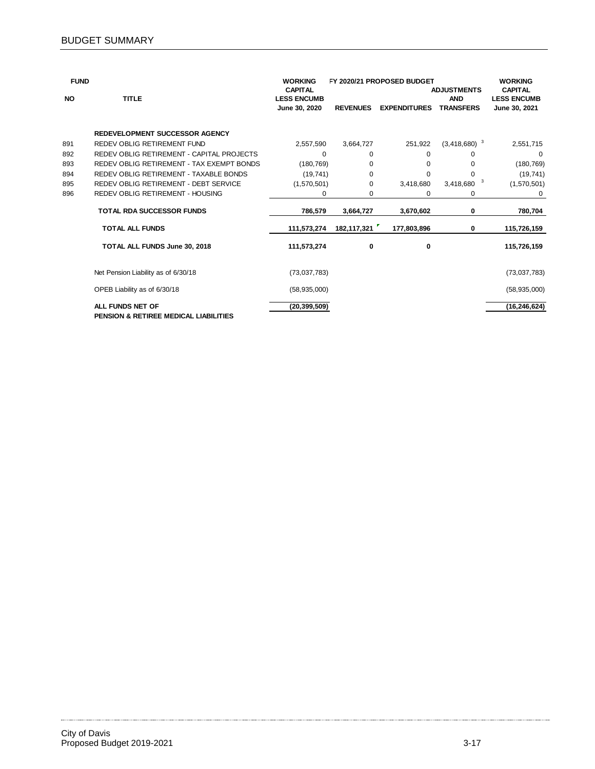## BUDGET SUMMARY

| FUND NO | TITLE | WORKING CAPITAL LESS ENCUMB June 30, 2020 | FY 2020/21 PROPOSED BUDGET REVENUES | EXPENDITURES | ADJUSTMENTS AND TRANSFERS | WORKING CAPITAL LESS ENCUMB June 30, 2021 |
|---|---|---|---|---|---|---|
| | **REDEVELOPMENT SUCCESSOR AGENCY** | | | | | |
| 891 | REDEV OBLIG RETIREMENT FUND | 2,557,590 | 3,664,727 | 251,922 | (3,418,680) [3] | 2,551,715 |
| 892 | REDEV OBLIG RETIREMENT - CAPITAL PROJECTS | 0 | 0 | 0 | 0 | 0 |
| 893 | REDEV OBLIG RETIREMENT - TAX EXEMPT BONDS | (180,769) | 0 | 0 | 0 | (180,769) |
| 894 | REDEV OBLIG RETIREMENT - TAXABLE BONDS | (19,741) | 0 | 0 | 0 | (19,741) |
| 895 | REDEV OBLIG RETIREMENT - DEBT SERVICE | (1,570,501) | 0 | 3,418,680 | 3,418,680 [3] | (1,570,501) |
| 896 | REDEV OBLIG RETIREMENT - HOUSING | 0 | 0 | 0 | 0 | 0 |
| | **TOTAL RDA SUCCESSOR FUNDS** | **786,579** | **3,664,727** | **3,670,602** | **0** | **780,704** |
| | **TOTAL ALL FUNDS** | **111,573,274** | **182,117,321** | **177,803,896** | **0** | **115,726,159** |
| | **TOTAL ALL FUNDS June 30, 2018** | **111,573,274** | **0** | **0** | | **115,726,159** |
| | Net Pension Liability as of 6/30/18 | (73,037,783) | | | | (73,037,783) |
| | OPEB Liability as of 6/30/18 | (58,935,000) | | | | (58,935,000) |
| | **ALL FUNDS NET OF PENSION & RETIREE MEDICAL LIABILITIES** | **(20,399,509)** | | | | **(16,246,624)** |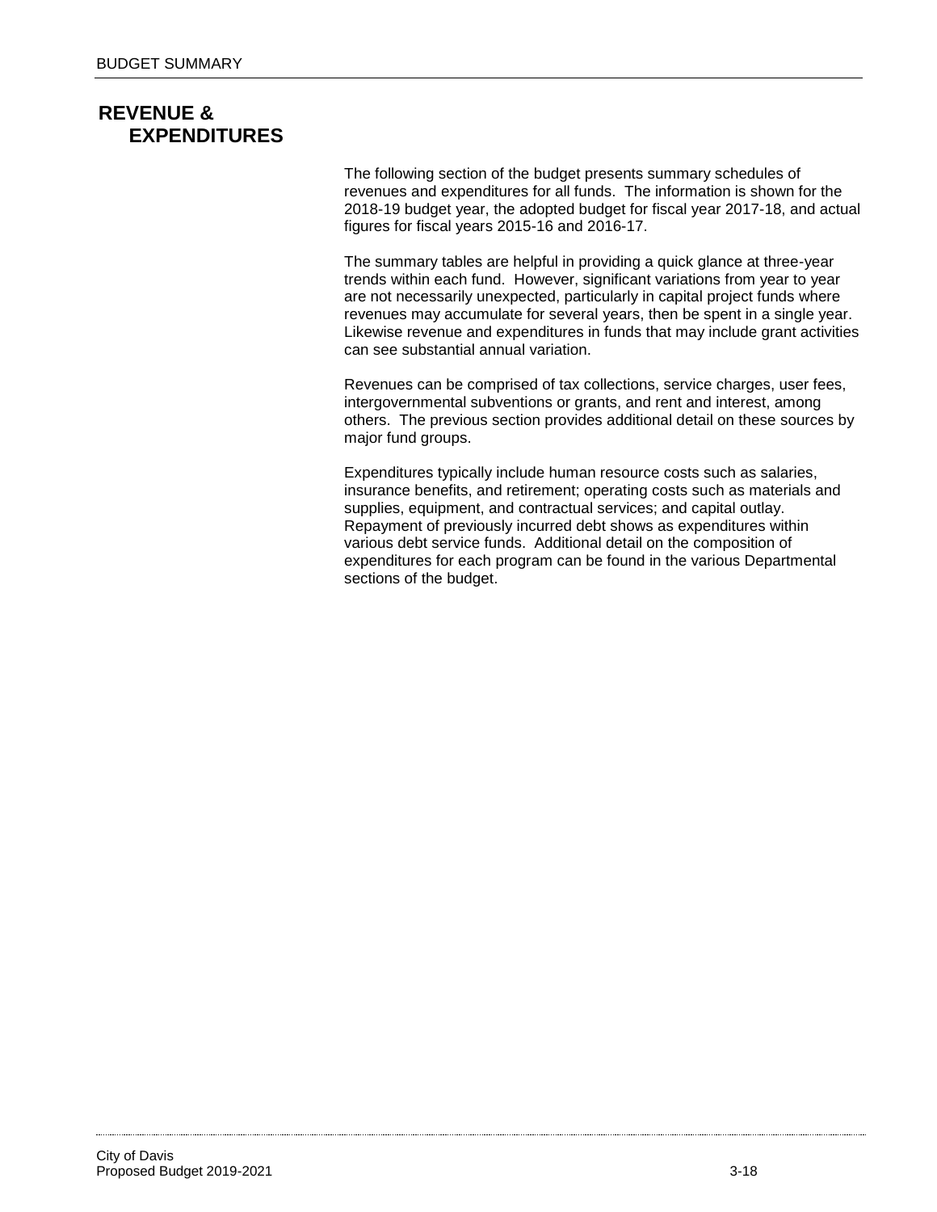# REVENUE & EXPENDITURES

The following section of the budget presents summary schedules of revenues and expenditures for all funds. The information is shown for the 2018-19 budget year, the adopted budget for fiscal year 2017-18, and actual figures for fiscal years 2015-16 and 2016-17.

The summary tables are helpful in providing a quick glance at three-year trends within each fund. However, significant variations from year to year are not necessarily unexpected, particularly in capital project funds where revenues may accumulate for several years, then be spent in a single year. Likewise revenue and expenditures in funds that may include grant activities can see substantial annual variation.

Revenues can be comprised of tax collections, service charges, user fees, intergovernmental subventions or grants, and rent and interest, among others. The previous section provides additional detail on these sources by major fund groups.

Expenditures typically include human resource costs such as salaries, insurance benefits, and retirement; operating costs such as materials and supplies, equipment, and contractual services; and capital outlay. Repayment of previously incurred debt shows as expenditures within various debt service funds. Additional detail on the composition of expenditures for each program can be found in the various Departmental sections of the budget.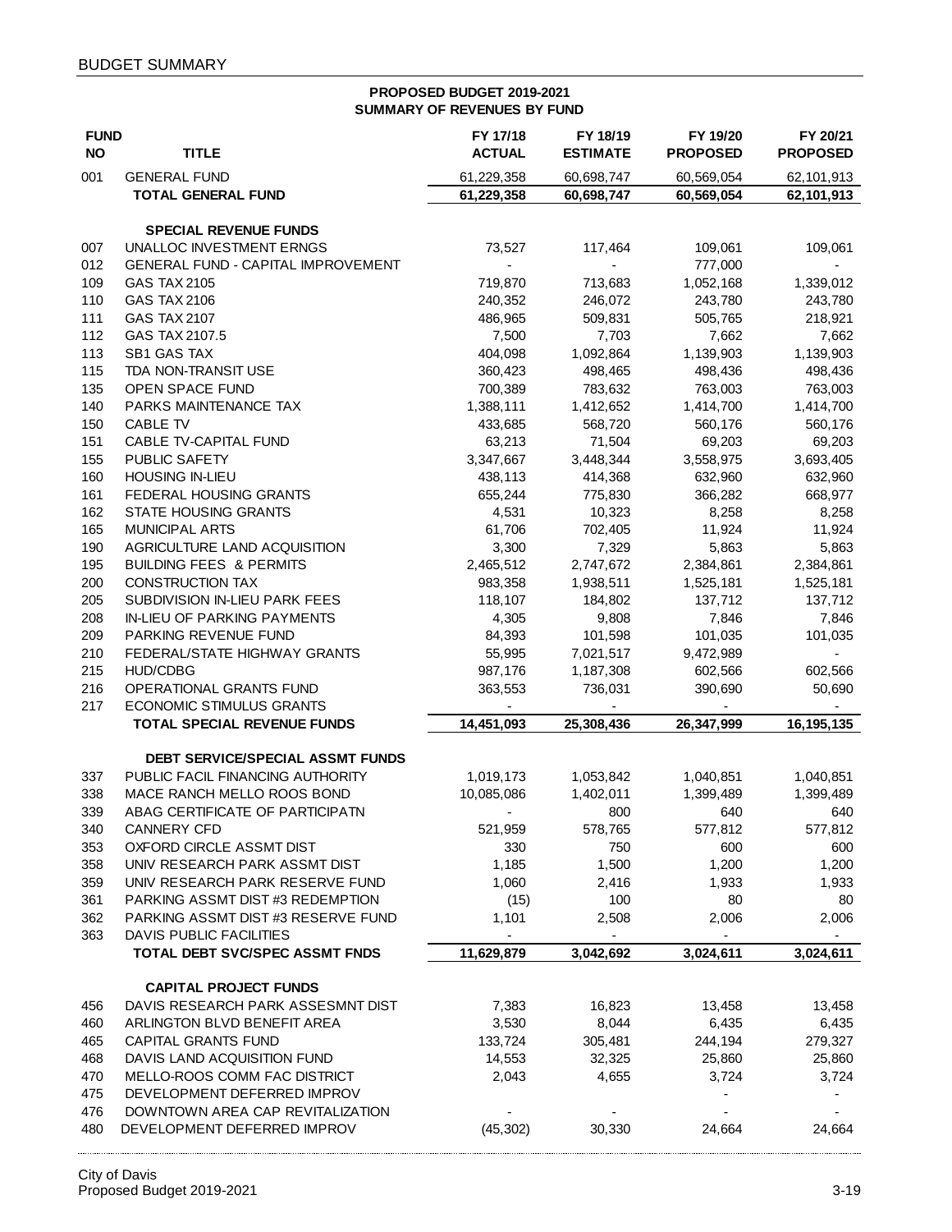## PROPOSED BUDGET 2019-2021
## SUMMARY OF REVENUES BY FUND

| FUND NO | TITLE | FY 17/18 ACTUAL | FY 18/19 ESTIMATE | FY 19/20 PROPOSED | FY 20/21 PROPOSED |
|---|---|---|---|---|---|
| 001 | GENERAL FUND | 61,229,358 | 60,698,747 | 60,569,054 | 62,101,913 |
| | **TOTAL GENERAL FUND** | **61,229,358** | **60,698,747** | **60,569,054** | **62,101,913** |
| | **SPECIAL REVENUE FUNDS** | | | | |
| 007 | UNALLOC INVESTMENT ERNGS | 73,527 | 117,464 | 109,061 | 109,061 |
| 012 | GENERAL FUND - CAPITAL IMPROVEMENT | - | - | 777,000 | - |
| 109 | GAS TAX 2105 | 719,870 | 713,683 | 1,052,168 | 1,339,012 |
| 110 | GAS TAX 2106 | 240,352 | 246,072 | 243,780 | 243,780 |
| 111 | GAS TAX 2107 | 486,965 | 509,831 | 505,765 | 218,921 |
| 112 | GAS TAX 2107.5 | 7,500 | 7,703 | 7,662 | 7,662 |
| 113 | SB1 GAS TAX | 404,098 | 1,092,864 | 1,139,903 | 1,139,903 |
| 115 | TDA NON-TRANSIT USE | 360,423 | 498,465 | 498,436 | 498,436 |
| 135 | OPEN SPACE FUND | 700,389 | 783,632 | 763,003 | 763,003 |
| 140 | PARKS MAINTENANCE TAX | 1,388,111 | 1,412,652 | 1,414,700 | 1,414,700 |
| 150 | CABLE TV | 433,685 | 568,720 | 560,176 | 560,176 |
| 151 | CABLE TV-CAPITAL FUND | 63,213 | 71,504 | 69,203 | 69,203 |
| 155 | PUBLIC SAFETY | 3,347,667 | 3,448,344 | 3,558,975 | 3,693,405 |
| 160 | HOUSING IN-LIEU | 438,113 | 414,368 | 632,960 | 632,960 |
| 161 | FEDERAL HOUSING GRANTS | 655,244 | 775,830 | 366,282 | 668,977 |
| 162 | STATE HOUSING GRANTS | 4,531 | 10,323 | 8,258 | 8,258 |
| 165 | MUNICIPAL ARTS | 61,706 | 702,405 | 11,924 | 11,924 |
| 190 | AGRICULTURE LAND ACQUISITION | 3,300 | 7,329 | 5,863 | 5,863 |
| 195 | BUILDING FEES & PERMITS | 2,465,512 | 2,747,672 | 2,384,861 | 2,384,861 |
| 200 | CONSTRUCTION TAX | 983,358 | 1,938,511 | 1,525,181 | 1,525,181 |
| 205 | SUBDIVISION IN-LIEU PARK FEES | 118,107 | 184,802 | 137,712 | 137,712 |
| 208 | IN-LIEU OF PARKING PAYMENTS | 4,305 | 9,808 | 7,846 | 7,846 |
| 209 | PARKING REVENUE FUND | 84,393 | 101,598 | 101,035 | 101,035 |
| 210 | FEDERAL/STATE HIGHWAY GRANTS | 55,995 | 7,021,517 | 9,472,989 | - |
| 215 | HUD/CDBG | 987,176 | 1,187,308 | 602,566 | 602,566 |
| 216 | OPERATIONAL GRANTS FUND | 363,553 | 736,031 | 390,690 | 50,690 |
| 217 | ECONOMIC STIMULUS GRANTS | - | - | - | - |
| | **TOTAL SPECIAL REVENUE FUNDS** | **14,451,093** | **25,308,436** | **26,347,999** | **16,195,135** |
| | **DEBT SERVICE/SPECIAL ASSMT FUNDS** | | | | |
| 337 | PUBLIC FACIL FINANCING AUTHORITY | 1,019,173 | 1,053,842 | 1,040,851 | 1,040,851 |
| 338 | MACE RANCH MELLO ROOS BOND | 10,085,086 | 1,402,011 | 1,399,489 | 1,399,489 |
| 339 | ABAG CERTIFICATE OF PARTICIPATN | - | 800 | 640 | 640 |
| 340 | CANNERY CFD | 521,959 | 578,765 | 577,812 | 577,812 |
| 353 | OXFORD CIRCLE ASSMT DIST | 330 | 750 | 600 | 600 |
| 358 | UNIV RESEARCH PARK ASSMT DIST | 1,185 | 1,500 | 1,200 | 1,200 |
| 359 | UNIV RESEARCH PARK RESERVE FUND | 1,060 | 2,416 | 1,933 | 1,933 |
| 361 | PARKING ASSMT DIST #3 REDEMPTION | (15) | 100 | 80 | 80 |
| 362 | PARKING ASSMT DIST #3 RESERVE FUND | 1,101 | 2,508 | 2,006 | 2,006 |
| 363 | DAVIS PUBLIC FACILITIES | - | - | - | - |
| | **TOTAL DEBT SVC/SPEC ASSMT FNDS** | **11,629,879** | **3,042,692** | **3,024,611** | **3,024,611** |
| | **CAPITAL PROJECT FUNDS** | | | | |
| 456 | DAVIS RESEARCH PARK ASSESMNT DIST | 7,383 | 16,823 | 13,458 | 13,458 |
| 460 | ARLINGTON BLVD BENEFIT AREA | 3,530 | 8,044 | 6,435 | 6,435 |
| 465 | CAPITAL GRANTS FUND | 133,724 | 305,481 | 244,194 | 279,327 |
| 468 | DAVIS LAND ACQUISITION FUND | 14,553 | 32,325 | 25,860 | 25,860 |
| 470 | MELLO-ROOS COMM FAC DISTRICT | 2,043 | 4,655 | 3,724 | 3,724 |
| 475 | DEVELOPMENT DEFERRED IMPROV | | | - | - |
| 476 | DOWNTOWN AREA CAP REVITALIZATION | - | - | - | - |
| 480 | DEVELOPMENT DEFERRED IMPROV | (45,302) | 30,330 | 24,664 | 24,664 |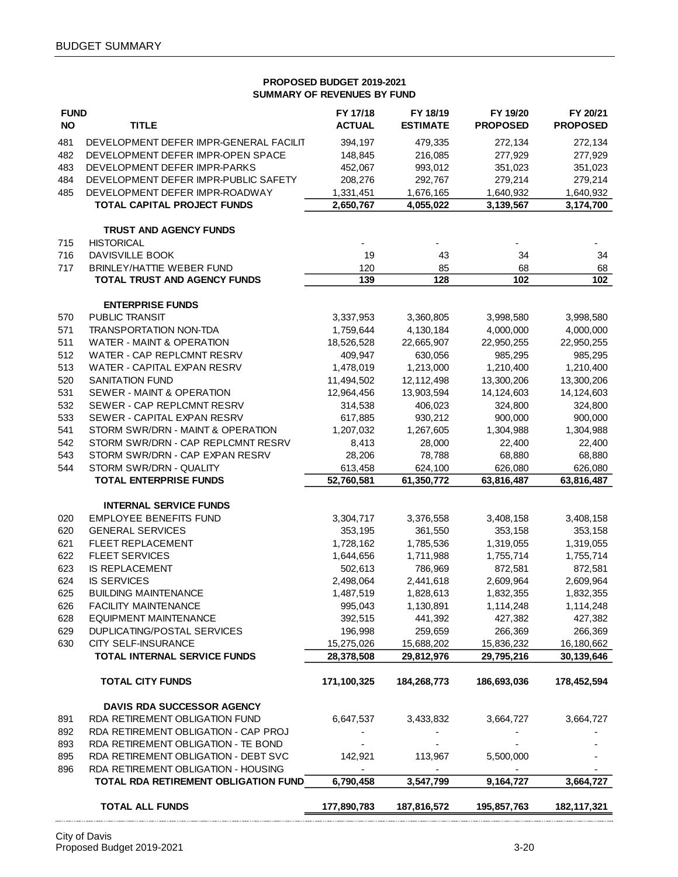BUDGET SUMMARY

**PROPOSED BUDGET 2019-2021**
**SUMMARY OF REVENUES BY FUND**

| FUND NO | TITLE | FY 17/18 ACTUAL | FY 18/19 ESTIMATE | FY 19/20 PROPOSED | FY 20/21 PROPOSED |
|---|---|---|---|---|---|
| 481 | DEVELOPMENT DEFER IMPR-GENERAL FACILIT | 394,197 | 479,335 | 272,134 | 272,134 |
| 482 | DEVELOPMENT DEFER IMPR-OPEN SPACE | 148,845 | 216,085 | 277,929 | 277,929 |
| 483 | DEVELOPMENT DEFER IMPR-PARKS | 452,067 | 993,012 | 351,023 | 351,023 |
| 484 | DEVELOPMENT DEFER IMPR-PUBLIC SAFETY | 208,276 | 292,767 | 279,214 | 279,214 |
| 485 | DEVELOPMENT DEFER IMPR-ROADWAY | 1,331,451 | 1,676,165 | 1,640,932 | 1,640,932 |
| | **TOTAL CAPITAL PROJECT FUNDS** | **2,650,767** | **4,055,022** | **3,139,567** | **3,174,700** |
| | **TRUST AND AGENCY FUNDS** | | | | |
| 715 | HISTORICAL | - | - | - | - |
| 716 | DAVISVILLE BOOK | 19 | 43 | 34 | 34 |
| 717 | BRINLEY/HATTIE WEBER FUND | 120 | 85 | 68 | 68 |
| | **TOTAL TRUST AND AGENCY FUNDS** | **139** | **128** | **102** | **102** |
| | **ENTERPRISE FUNDS** | | | | |
| 570 | PUBLIC TRANSIT | 3,337,953 | 3,360,805 | 3,998,580 | 3,998,580 |
| 571 | TRANSPORTATION NON-TDA | 1,759,644 | 4,130,184 | 4,000,000 | 4,000,000 |
| 511 | WATER - MAINT & OPERATION | 18,526,528 | 22,665,907 | 22,950,255 | 22,950,255 |
| 512 | WATER - CAP REPLCMNT RESRV | 409,947 | 630,056 | 985,295 | 985,295 |
| 513 | WATER - CAPITAL EXPAN RESRV | 1,478,019 | 1,213,000 | 1,210,400 | 1,210,400 |
| 520 | SANITATION FUND | 11,494,502 | 12,112,498 | 13,300,206 | 13,300,206 |
| 531 | SEWER - MAINT & OPERATION | 12,964,456 | 13,903,594 | 14,124,603 | 14,124,603 |
| 532 | SEWER - CAP REPLCMNT RESRV | 314,538 | 406,023 | 324,800 | 324,800 |
| 533 | SEWER - CAPITAL EXPAN RESRV | 617,885 | 930,212 | 900,000 | 900,000 |
| 541 | STORM SWR/DRN - MAINT & OPERATION | 1,207,032 | 1,267,605 | 1,304,988 | 1,304,988 |
| 542 | STORM SWR/DRN - CAP REPLCMNT RESRV | 8,413 | 28,000 | 22,400 | 22,400 |
| 543 | STORM SWR/DRN - CAP EXPAN RESRV | 28,206 | 78,788 | 68,880 | 68,880 |
| 544 | STORM SWR/DRN - QUALITY | 613,458 | 624,100 | 626,080 | 626,080 |
| | **TOTAL ENTERPRISE FUNDS** | **52,760,581** | **61,350,772** | **63,816,487** | **63,816,487** |
| | **INTERNAL SERVICE FUNDS** | | | | |
| 020 | EMPLOYEE BENEFITS FUND | 3,304,717 | 3,376,558 | 3,408,158 | 3,408,158 |
| 620 | GENERAL SERVICES | 353,195 | 361,550 | 353,158 | 353,158 |
| 621 | FLEET REPLACEMENT | 1,728,162 | 1,785,536 | 1,319,055 | 1,319,055 |
| 622 | FLEET SERVICES | 1,644,656 | 1,711,988 | 1,755,714 | 1,755,714 |
| 623 | IS REPLACEMENT | 502,613 | 786,969 | 872,581 | 872,581 |
| 624 | IS SERVICES | 2,498,064 | 2,441,618 | 2,609,964 | 2,609,964 |
| 625 | BUILDING MAINTENANCE | 1,487,519 | 1,828,613 | 1,832,355 | 1,832,355 |
| 626 | FACILITY MAINTENANCE | 995,043 | 1,130,891 | 1,114,248 | 1,114,248 |
| 628 | EQUIPMENT MAINTENANCE | 392,515 | 441,392 | 427,382 | 427,382 |
| 629 | DUPLICATING/POSTAL SERVICES | 196,998 | 259,659 | 266,369 | 266,369 |
| 630 | CITY SELF-INSURANCE | 15,275,026 | 15,688,202 | 15,836,232 | 16,180,662 |
| | **TOTAL INTERNAL SERVICE FUNDS** | **28,378,508** | **29,812,976** | **29,795,216** | **30,139,646** |
| | **TOTAL CITY FUNDS** | **171,100,325** | **184,268,773** | **186,693,036** | **178,452,594** |
| | **DAVIS RDA SUCCESSOR AGENCY** | | | | |
| 891 | RDA RETIREMENT OBLIGATION FUND | 6,647,537 | 3,433,832 | 3,664,727 | 3,664,727 |
| 892 | RDA RETIREMENT OBLIGATION - CAP PROJ | - | - | - | - |
| 893 | RDA RETIREMENT OBLIGATION - TE BOND | - | - | - | - |
| 895 | RDA RETIREMENT OBLIGATION - DEBT SVC | 142,921 | 113,967 | 5,500,000 | - |
| 896 | RDA RETIREMENT OBLIGATION - HOUSING | - | - | - | - |
| | **TOTAL RDA RETIREMENT OBLIGATION FUND** | **6,790,458** | **3,547,799** | **9,164,727** | **3,664,727** |
| | **TOTAL ALL FUNDS** | **177,890,783** | **187,816,572** | **195,857,763** | **182,117,321** |

City of Davis
Proposed Budget 2019-2021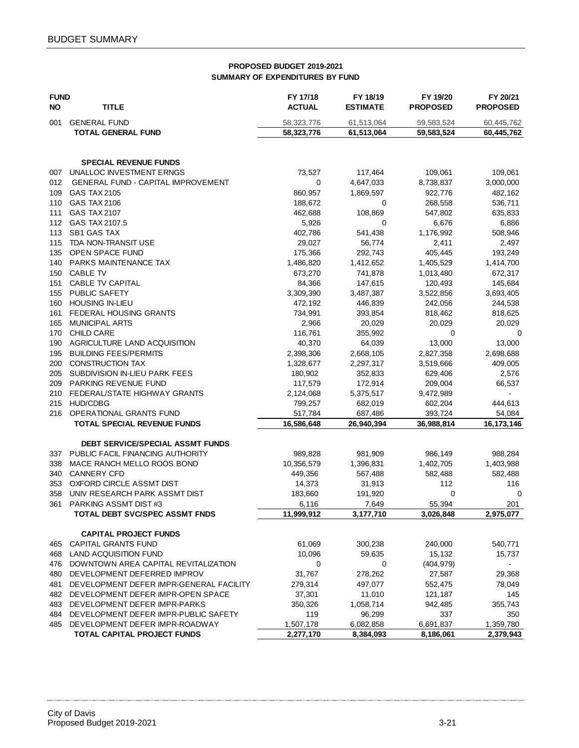## PROPOSED BUDGET 2019-2021
## SUMMARY OF EXPENDITURES BY FUND

| FUND NO | TITLE | FY 17/18 ACTUAL | FY 18/19 ESTIMATE | FY 19/20 PROPOSED | FY 20/21 PROPOSED |
|---|---|---|---|---|---|
| 001 | GENERAL FUND | 58,323,776 | 61,513,064 | 59,583,524 | 60,445,762 |
| | **TOTAL GENERAL FUND** | **58,323,776** | **61,513,064** | **59,583,524** | **60,445,762** |
| | | | | | |
| | **SPECIAL REVENUE FUNDS** | | | | |
| 007 | UNALLOC INVESTMENT ERNGS | 73,527 | 117,464 | 109,061 | 109,061 |
| 012 | GENERAL FUND - CAPITAL IMPROVEMENT | 0 | 4,647,033 | 8,738,837 | 3,000,000 |
| 109 | GAS TAX 2105 | 860,957 | 1,869,597 | 922,776 | 482,162 |
| 110 | GAS TAX 2106 | 188,672 | 0 | 268,558 | 536,711 |
| 111 | GAS TAX 2107 | 462,688 | 108,869 | 547,802 | 635,833 |
| 112 | GAS TAX 2107.5 | 5,926 | 0 | 6,676 | 6,886 |
| 113 | SB1 GAS TAX | 402,786 | 541,438 | 1,176,992 | 508,946 |
| 115 | TDA NON-TRANSIT USE | 29,027 | 56,774 | 2,411 | 2,497 |
| 135 | OPEN SPACE FUND | 175,366 | 292,743 | 405,445 | 193,249 |
| 140 | PARKS MAINTENANCE TAX | 1,486,820 | 1,412,652 | 1,405,529 | 1,414,700 |
| 150 | CABLE TV | 673,270 | 741,878 | 1,013,480 | 672,317 |
| 151 | CABLE TV CAPITAL | 84,366 | 147,615 | 120,493 | 145,684 |
| 155 | PUBLIC SAFETY | 3,309,390 | 3,487,387 | 3,522,856 | 3,693,405 |
| 160 | HOUSING IN-LIEU | 472,192 | 446,839 | 242,056 | 244,538 |
| 161 | FEDERAL HOUSING GRANTS | 734,991 | 393,854 | 818,462 | 818,625 |
| 165 | MUNICIPAL ARTS | 2,966 | 20,029 | 20,029 | 20,029 |
| 170 | CHILD CARE | 116,761 | 355,992 | 0 | 0 |
| 190 | AGRICULTURE LAND ACQUISITION | 40,370 | 64,039 | 13,000 | 13,000 |
| 195 | BUILDING FEES/PERMITS | 2,398,306 | 2,668,105 | 2,827,358 | 2,698,688 |
| 200 | CONSTRUCTION TAX | 1,328,677 | 2,297,317 | 3,519,666 | 409,005 |
| 205 | SUBDIVISION IN-LIEU PARK FEES | 180,902 | 352,833 | 629,406 | 2,576 |
| 209 | PARKING REVENUE FUND | 117,579 | 172,914 | 209,004 | 66,537 |
| 210 | FEDERAL/STATE HIGHWAY GRANTS | 2,124,068 | 5,375,517 | 9,472,989 | - |
| 215 | HUD/CDBG | 799,257 | 682,019 | 602,204 | 444,613 |
| 216 | OPERATIONAL GRANTS FUND | 517,784 | 687,486 | 393,724 | 54,084 |
| | **TOTAL SPECIAL REVENUE FUNDS** | **16,586,648** | **26,940,394** | **36,988,814** | **16,173,146** |
| | | | | | |
| | **DEBT SERVICE/SPECIAL ASSMT FUNDS** | | | | |
| 337 | PUBLIC FACIL FINANCING AUTHORITY | 989,828 | 981,909 | 986,149 | 988,284 |
| 338 | MACE RANCH MELLO ROOS BOND | 10,356,579 | 1,396,831 | 1,402,705 | 1,403,988 |
| 340 | CANNERY CFD | 449,356 | 567,488 | 582,488 | 582,488 |
| 353 | OXFORD CIRCLE ASSMT DIST | 14,373 | 31,913 | 112 | 116 |
| 358 | UNIV RESEARCH PARK ASSMT DIST | 183,660 | 191,920 | 0 | 0 |
| 361 | PARKING ASSMT DIST #3 | 6,116 | 7,649 | 55,394 | 201 |
| | **TOTAL DEBT SVC/SPEC ASSMT FNDS** | **11,999,912** | **3,177,710** | **3,026,848** | **2,975,077** |
| | | | | | |
| | **CAPITAL PROJECT FUNDS** | | | | |
| 465 | CAPITAL GRANTS FUND | 61,069 | 300,238 | 240,000 | 540,771 |
| 468 | LAND ACQUISITION FUND | 10,096 | 59,635 | 15,132 | 15,737 |
| 476 | DOWNTOWN AREA CAPITAL REVITALIZATION | 0 | 0 | (404,979) | - |
| 480 | DEVELOPMENT DEFERRED IMPROV | 31,767 | 278,262 | 27,587 | 29,368 |
| 481 | DEVELOPMENT DEFER IMPR-GENERAL FACILITY | 279,314 | 497,077 | 552,475 | 78,049 |
| 482 | DEVELOPMENT DEFER IMPR-OPEN SPACE | 37,301 | 11,010 | 121,187 | 145 |
| 483 | DEVELOPMENT DEFER IMPR-PARKS | 350,326 | 1,058,714 | 942,485 | 355,743 |
| 484 | DEVELOPMENT DEFER IMPR-PUBLIC SAFETY | 119 | 96,299 | 337 | 350 |
| 485 | DEVELOPMENT DEFER IMPR-ROADWAY | 1,507,178 | 6,082,858 | 6,691,837 | 1,359,780 |
| | **TOTAL CAPITAL PROJECT FUNDS** | **2,277,170** | **8,384,093** | **8,186,061** | **2,379,943** |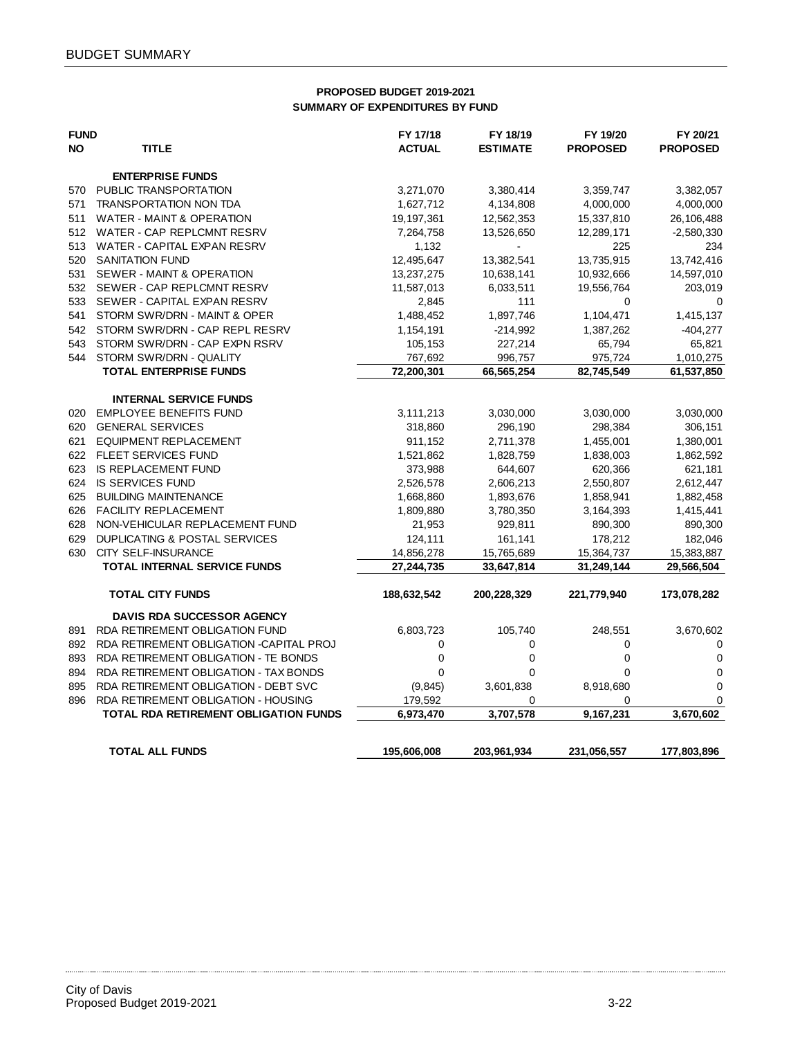## PROPOSED BUDGET 2019-2021
## SUMMARY OF EXPENDITURES BY FUND

| FUND NO | TITLE | FY 17/18 ACTUAL | FY 18/19 ESTIMATE | FY 19/20 PROPOSED | FY 20/21 PROPOSED |
|---|---|---|---|---|---|
| | **ENTERPRISE FUNDS** | | | | |
| 570 | PUBLIC TRANSPORTATION | 3,271,070 | 3,380,414 | 3,359,747 | 3,382,057 |
| 571 | TRANSPORTATION NON TDA | 1,627,712 | 4,134,808 | 4,000,000 | 4,000,000 |
| 511 | WATER - MAINT & OPERATION | 19,197,361 | 12,562,353 | 15,337,810 | 26,106,488 |
| 512 | WATER - CAP REPLCMNT RESRV | 7,264,758 | 13,526,650 | 12,289,171 | -2,580,330 |
| 513 | WATER - CAPITAL EXPAN RESRV | 1,132 | - | 225 | 234 |
| 520 | SANITATION FUND | 12,495,647 | 13,382,541 | 13,735,915 | 13,742,416 |
| 531 | SEWER - MAINT & OPERATION | 13,237,275 | 10,638,141 | 10,932,666 | 14,597,010 |
| 532 | SEWER - CAP REPLCMNT RESRV | 11,587,013 | 6,033,511 | 19,556,764 | 203,019 |
| 533 | SEWER - CAPITAL EXPAN RESRV | 2,845 | 111 | 0 | 0 |
| 541 | STORM SWR/DRN - MAINT & OPER | 1,488,452 | 1,897,746 | 1,104,471 | 1,415,137 |
| 542 | STORM SWR/DRN - CAP REPL RESRV | 1,154,191 | -214,992 | 1,387,262 | -404,277 |
| 543 | STORM SWR/DRN - CAP EXPN RSRV | 105,153 | 227,214 | 65,794 | 65,821 |
| 544 | STORM SWR/DRN - QUALITY | 767,692 | 996,757 | 975,724 | 1,010,275 |
| | **TOTAL ENTERPRISE FUNDS** | **72,200,301** | **66,565,254** | **82,745,549** | **61,537,850** |
| | **INTERNAL SERVICE FUNDS** | | | | |
| 020 | EMPLOYEE BENEFITS FUND | 3,111,213 | 3,030,000 | 3,030,000 | 3,030,000 |
| 620 | GENERAL SERVICES | 318,860 | 296,190 | 298,384 | 306,151 |
| 621 | EQUIPMENT REPLACEMENT | 911,152 | 2,711,378 | 1,455,001 | 1,380,001 |
| 622 | FLEET SERVICES FUND | 1,521,862 | 1,828,759 | 1,838,003 | 1,862,592 |
| 623 | IS REPLACEMENT FUND | 373,988 | 644,607 | 620,366 | 621,181 |
| 624 | IS SERVICES FUND | 2,526,578 | 2,606,213 | 2,550,807 | 2,612,447 |
| 625 | BUILDING MAINTENANCE | 1,668,860 | 1,893,676 | 1,858,941 | 1,882,458 |
| 626 | FACILITY REPLACEMENT | 1,809,880 | 3,780,350 | 3,164,393 | 1,415,441 |
| 628 | NON-VEHICULAR REPLACEMENT FUND | 21,953 | 929,811 | 890,300 | 890,300 |
| 629 | DUPLICATING & POSTAL SERVICES | 124,111 | 161,141 | 178,212 | 182,046 |
| 630 | CITY SELF-INSURANCE | 14,856,278 | 15,765,689 | 15,364,737 | 15,383,887 |
| | **TOTAL INTERNAL SERVICE FUNDS** | **27,244,735** | **33,647,814** | **31,249,144** | **29,566,504** |
| | **TOTAL CITY FUNDS** | **188,632,542** | **200,228,329** | **221,779,940** | **173,078,282** |
| | **DAVIS RDA SUCCESSOR AGENCY** | | | | |
| 891 | RDA RETIREMENT OBLIGATION FUND | 6,803,723 | 105,740 | 248,551 | 3,670,602 |
| 892 | RDA RETIREMENT OBLIGATION -CAPITAL PROJ | 0 | 0 | 0 | 0 |
| 893 | RDA RETIREMENT OBLIGATION - TE BONDS | 0 | 0 | 0 | 0 |
| 894 | RDA RETIREMENT OBLIGATION - TAX BONDS | 0 | 0 | 0 | 0 |
| 895 | RDA RETIREMENT OBLIGATION - DEBT SVC | (9,845) | 3,601,838 | 8,918,680 | 0 |
| 896 | RDA RETIREMENT OBLIGATION - HOUSING | 179,592 | 0 | 0 | 0 |
| | **TOTAL RDA RETIREMENT OBLIGATION FUNDS** | **6,973,470** | **3,707,578** | **9,167,231** | **3,670,602** |
| | **TOTAL ALL FUNDS** | **195,606,008** | **203,961,934** | **231,056,557** | **177,803,896** |